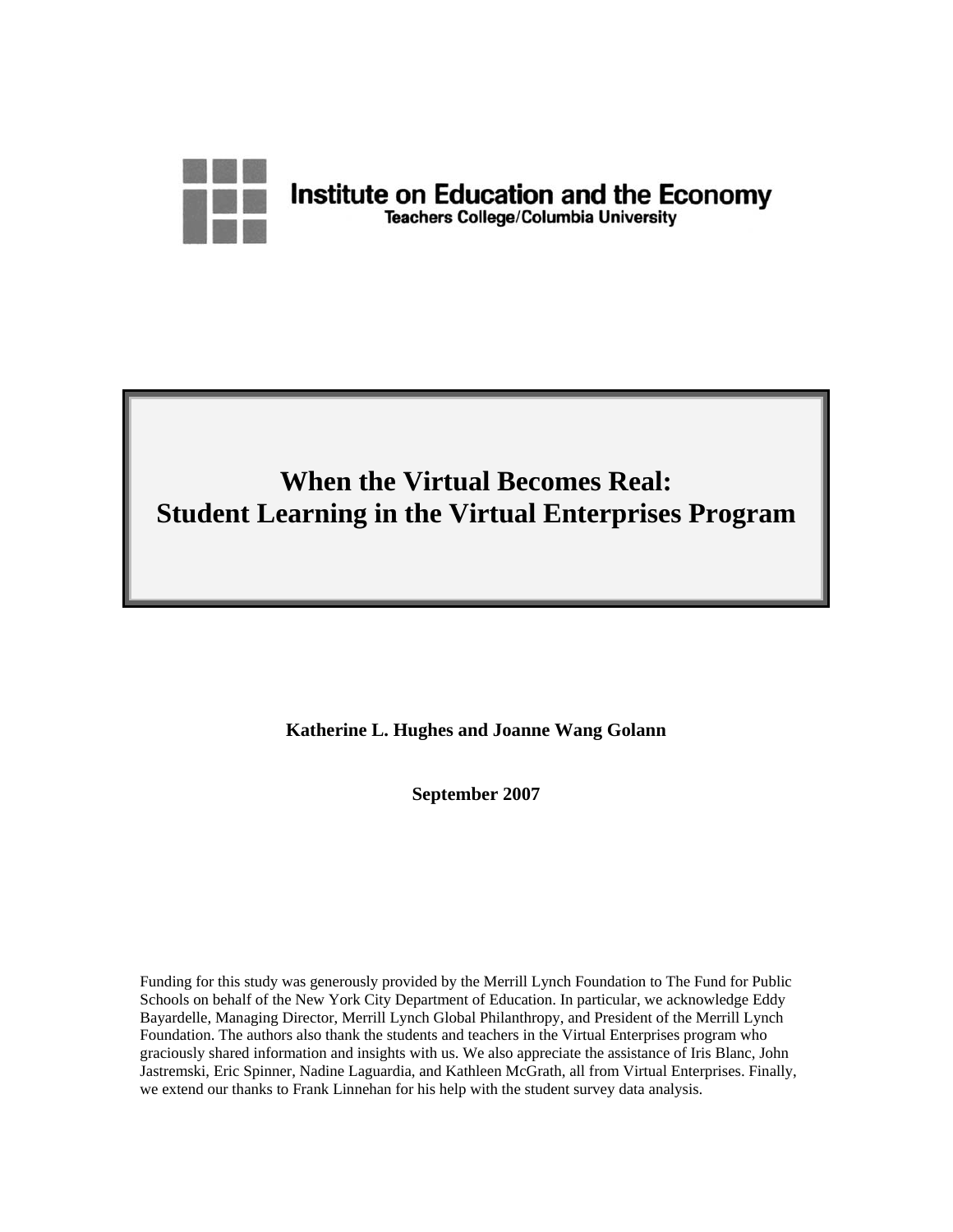Institute on Education and the Economy
Teachers College/Columbia University

# When the Virtual Becomes Real: Student Learning in the Virtual Enterprises Program

**Katherine L. Hughes and Joanne Wang Golann**

**September 2007**

Funding for this study was generously provided by the Merrill Lynch Foundation to The Fund for Public Schools on behalf of the New York City Department of Education. In particular, we acknowledge Eddy Bayardelle, Managing Director, Merrill Lynch Global Philanthropy, and President of the Merrill Lynch Foundation. The authors also thank the students and teachers in the Virtual Enterprises program who graciously shared information and insights with us. We also appreciate the assistance of Iris Blanc, John Jastremski, Eric Spinner, Nadine Laguardia, and Kathleen McGrath, all from Virtual Enterprises. Finally, we extend our thanks to Frank Linnehan for his help with the student survey data analysis.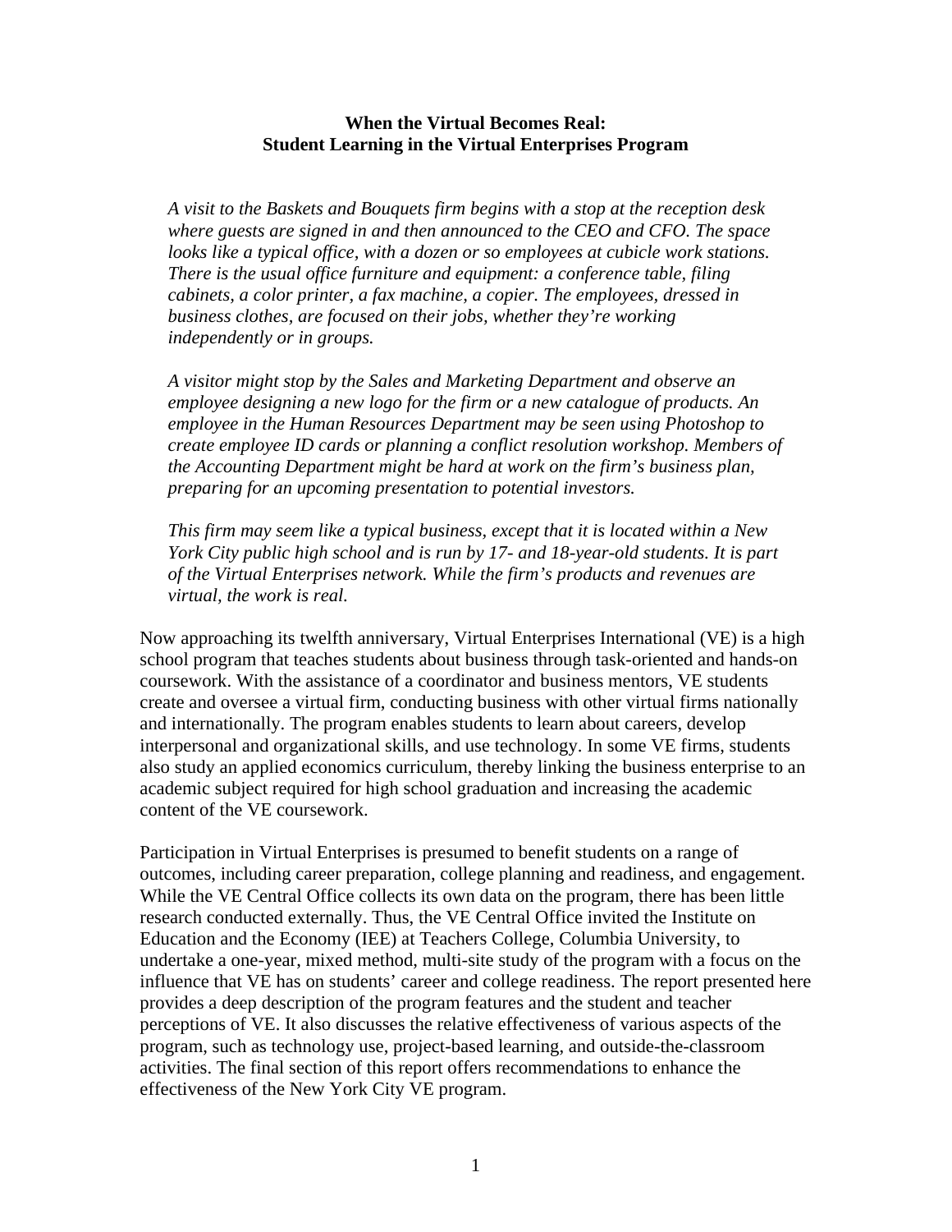**When the Virtual Becomes Real:**
**Student Learning in the Virtual Enterprises Program**

*A visit to the Baskets and Bouquets firm begins with a stop at the reception desk where guests are signed in and then announced to the CEO and CFO. The space looks like a typical office, with a dozen or so employees at cubicle work stations. There is the usual office furniture and equipment: a conference table, filing cabinets, a color printer, a fax machine, a copier. The employees, dressed in business clothes, are focused on their jobs, whether they're working independently or in groups.*

*A visitor might stop by the Sales and Marketing Department and observe an employee designing a new logo for the firm or a new catalogue of products. An employee in the Human Resources Department may be seen using Photoshop to create employee ID cards or planning a conflict resolution workshop. Members of the Accounting Department might be hard at work on the firm's business plan, preparing for an upcoming presentation to potential investors.*

*This firm may seem like a typical business, except that it is located within a New York City public high school and is run by 17- and 18-year-old students. It is part of the Virtual Enterprises network. While the firm's products and revenues are virtual, the work is real.*

Now approaching its twelfth anniversary, Virtual Enterprises International (VE) is a high school program that teaches students about business through task-oriented and hands-on coursework. With the assistance of a coordinator and business mentors, VE students create and oversee a virtual firm, conducting business with other virtual firms nationally and internationally. The program enables students to learn about careers, develop interpersonal and organizational skills, and use technology. In some VE firms, students also study an applied economics curriculum, thereby linking the business enterprise to an academic subject required for high school graduation and increasing the academic content of the VE coursework.

Participation in Virtual Enterprises is presumed to benefit students on a range of outcomes, including career preparation, college planning and readiness, and engagement. While the VE Central Office collects its own data on the program, there has been little research conducted externally. Thus, the VE Central Office invited the Institute on Education and the Economy (IEE) at Teachers College, Columbia University, to undertake a one-year, mixed method, multi-site study of the program with a focus on the influence that VE has on students' career and college readiness. The report presented here provides a deep description of the program features and the student and teacher perceptions of VE. It also discusses the relative effectiveness of various aspects of the program, such as technology use, project-based learning, and outside-the-classroom activities. The final section of this report offers recommendations to enhance the effectiveness of the New York City VE program.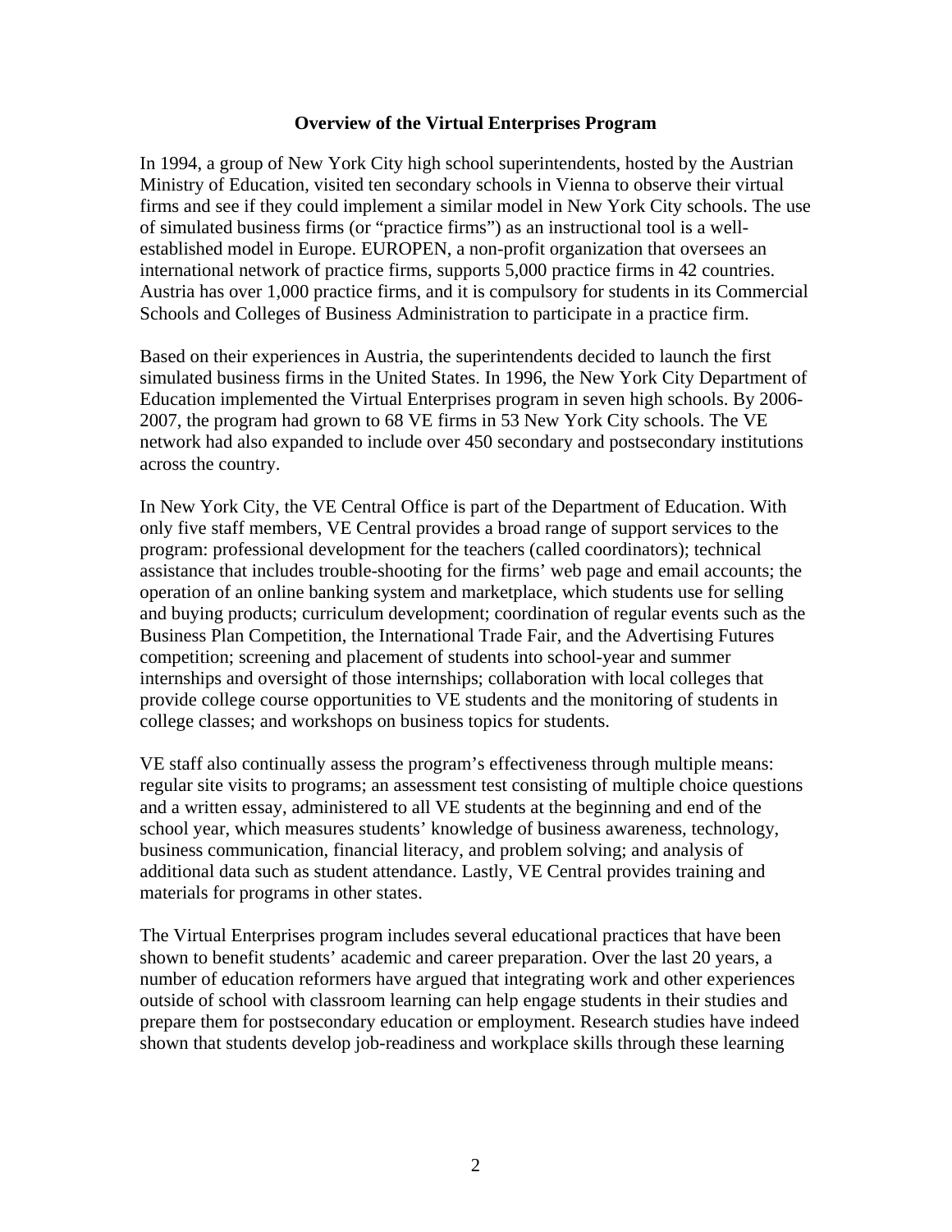## Overview of the Virtual Enterprises Program

In 1994, a group of New York City high school superintendents, hosted by the Austrian Ministry of Education, visited ten secondary schools in Vienna to observe their virtual firms and see if they could implement a similar model in New York City schools. The use of simulated business firms (or "practice firms") as an instructional tool is a well-established model in Europe. EUROPEN, a non-profit organization that oversees an international network of practice firms, supports 5,000 practice firms in 42 countries. Austria has over 1,000 practice firms, and it is compulsory for students in its Commercial Schools and Colleges of Business Administration to participate in a practice firm.

Based on their experiences in Austria, the superintendents decided to launch the first simulated business firms in the United States. In 1996, the New York City Department of Education implemented the Virtual Enterprises program in seven high schools. By 2006-2007, the program had grown to 68 VE firms in 53 New York City schools. The VE network had also expanded to include over 450 secondary and postsecondary institutions across the country.

In New York City, the VE Central Office is part of the Department of Education. With only five staff members, VE Central provides a broad range of support services to the program: professional development for the teachers (called coordinators); technical assistance that includes trouble-shooting for the firms' web page and email accounts; the operation of an online banking system and marketplace, which students use for selling and buying products; curriculum development; coordination of regular events such as the Business Plan Competition, the International Trade Fair, and the Advertising Futures competition; screening and placement of students into school-year and summer internships and oversight of those internships; collaboration with local colleges that provide college course opportunities to VE students and the monitoring of students in college classes; and workshops on business topics for students.

VE staff also continually assess the program's effectiveness through multiple means: regular site visits to programs; an assessment test consisting of multiple choice questions and a written essay, administered to all VE students at the beginning and end of the school year, which measures students' knowledge of business awareness, technology, business communication, financial literacy, and problem solving; and analysis of additional data such as student attendance. Lastly, VE Central provides training and materials for programs in other states.

The Virtual Enterprises program includes several educational practices that have been shown to benefit students' academic and career preparation. Over the last 20 years, a number of education reformers have argued that integrating work and other experiences outside of school with classroom learning can help engage students in their studies and prepare them for postsecondary education or employment. Research studies have indeed shown that students develop job-readiness and workplace skills through these learning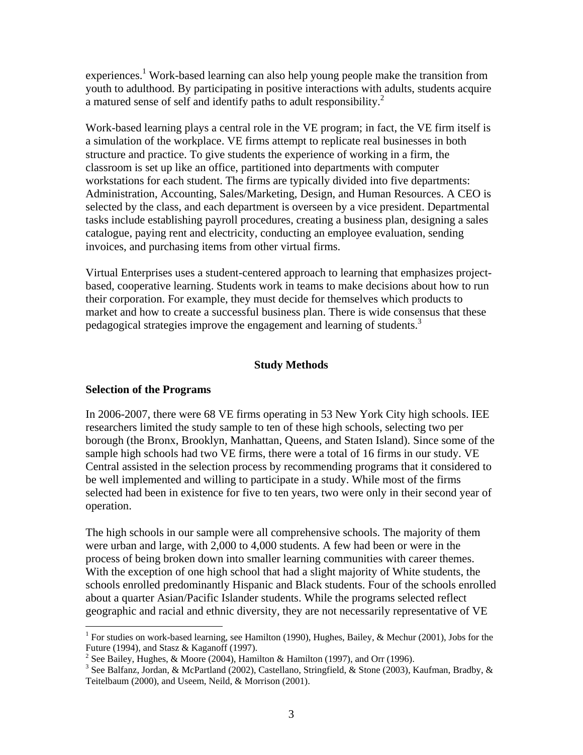experiences.[1] Work-based learning can also help young people make the transition from youth to adulthood. By participating in positive interactions with adults, students acquire a matured sense of self and identify paths to adult responsibility.[2]

Work-based learning plays a central role in the VE program; in fact, the VE firm itself is a simulation of the workplace. VE firms attempt to replicate real businesses in both structure and practice. To give students the experience of working in a firm, the classroom is set up like an office, partitioned into departments with computer workstations for each student. The firms are typically divided into five departments: Administration, Accounting, Sales/Marketing, Design, and Human Resources. A CEO is selected by the class, and each department is overseen by a vice president. Departmental tasks include establishing payroll procedures, creating a business plan, designing a sales catalogue, paying rent and electricity, conducting an employee evaluation, sending invoices, and purchasing items from other virtual firms.

Virtual Enterprises uses a student-centered approach to learning that emphasizes project-based, cooperative learning. Students work in teams to make decisions about how to run their corporation. For example, they must decide for themselves which products to market and how to create a successful business plan. There is wide consensus that these pedagogical strategies improve the engagement and learning of students.[3]

## Study Methods

### Selection of the Programs

In 2006-2007, there were 68 VE firms operating in 53 New York City high schools. IEE researchers limited the study sample to ten of these high schools, selecting two per borough (the Bronx, Brooklyn, Manhattan, Queens, and Staten Island). Since some of the sample high schools had two VE firms, there were a total of 16 firms in our study. VE Central assisted in the selection process by recommending programs that it considered to be well implemented and willing to participate in a study. While most of the firms selected had been in existence for five to ten years, two were only in their second year of operation.

The high schools in our sample were all comprehensive schools. The majority of them were urban and large, with 2,000 to 4,000 students. A few had been or were in the process of being broken down into smaller learning communities with career themes. With the exception of one high school that had a slight majority of White students, the schools enrolled predominantly Hispanic and Black students. Four of the schools enrolled about a quarter Asian/Pacific Islander students. While the programs selected reflect geographic and racial and ethnic diversity, they are not necessarily representative of VE

---

[1] For studies on work-based learning, see Hamilton (1990), Hughes, Bailey, & Mechur (2001), Jobs for the Future (1994), and Stasz & Kaganoff (1997).

[2] See Bailey, Hughes, & Moore (2004), Hamilton & Hamilton (1997), and Orr (1996).

[3] See Balfanz, Jordan, & McPartland (2002), Castellano, Stringfield, & Stone (2003), Kaufman, Bradby, & Teitelbaum (2000), and Useem, Neild, & Morrison (2001).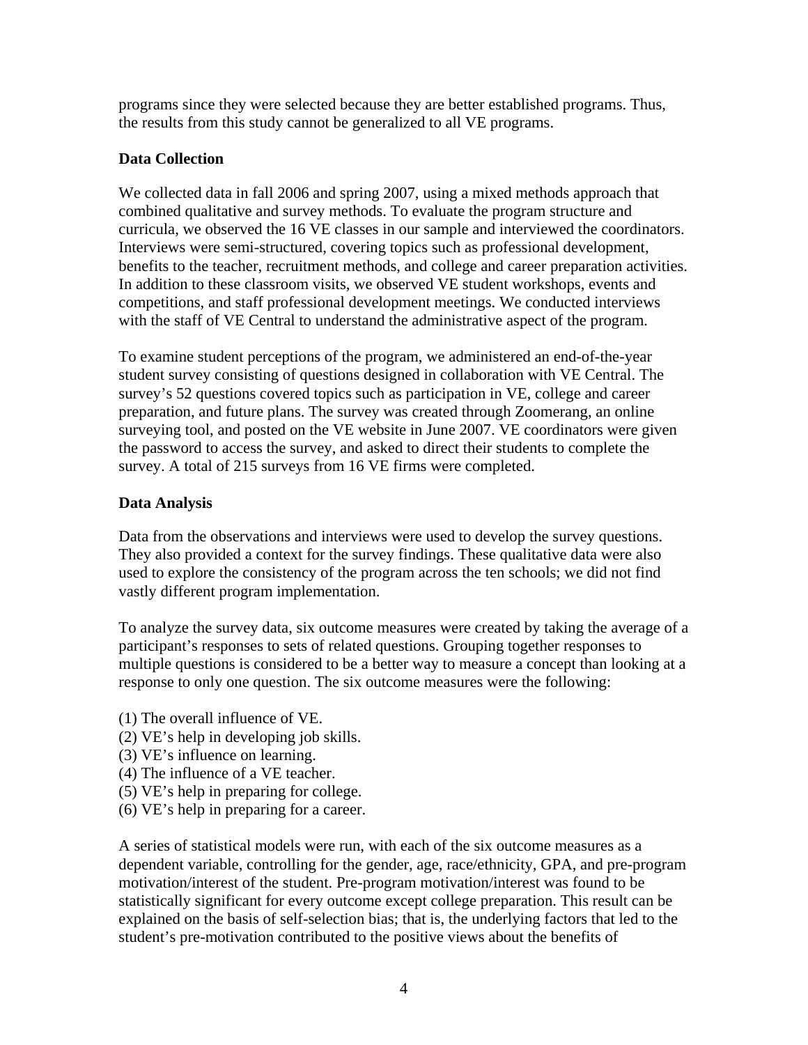programs since they were selected because they are better established programs. Thus, the results from this study cannot be generalized to all VE programs.

**Data Collection**

We collected data in fall 2006 and spring 2007, using a mixed methods approach that combined qualitative and survey methods. To evaluate the program structure and curricula, we observed the 16 VE classes in our sample and interviewed the coordinators. Interviews were semi-structured, covering topics such as professional development, benefits to the teacher, recruitment methods, and college and career preparation activities. In addition to these classroom visits, we observed VE student workshops, events and competitions, and staff professional development meetings. We conducted interviews with the staff of VE Central to understand the administrative aspect of the program.

To examine student perceptions of the program, we administered an end-of-the-year student survey consisting of questions designed in collaboration with VE Central. The survey's 52 questions covered topics such as participation in VE, college and career preparation, and future plans. The survey was created through Zoomerang, an online surveying tool, and posted on the VE website in June 2007. VE coordinators were given the password to access the survey, and asked to direct their students to complete the survey. A total of 215 surveys from 16 VE firms were completed.

**Data Analysis**

Data from the observations and interviews were used to develop the survey questions. They also provided a context for the survey findings. These qualitative data were also used to explore the consistency of the program across the ten schools; we did not find vastly different program implementation.

To analyze the survey data, six outcome measures were created by taking the average of a participant's responses to sets of related questions. Grouping together responses to multiple questions is considered to be a better way to measure a concept than looking at a response to only one question. The six outcome measures were the following:

(1) The overall influence of VE.
(2) VE's help in developing job skills.
(3) VE's influence on learning.
(4) The influence of a VE teacher.
(5) VE's help in preparing for college.
(6) VE's help in preparing for a career.

A series of statistical models were run, with each of the six outcome measures as a dependent variable, controlling for the gender, age, race/ethnicity, GPA, and pre-program motivation/interest of the student. Pre-program motivation/interest was found to be statistically significant for every outcome except college preparation. This result can be explained on the basis of self-selection bias; that is, the underlying factors that led to the student's pre-motivation contributed to the positive views about the benefits of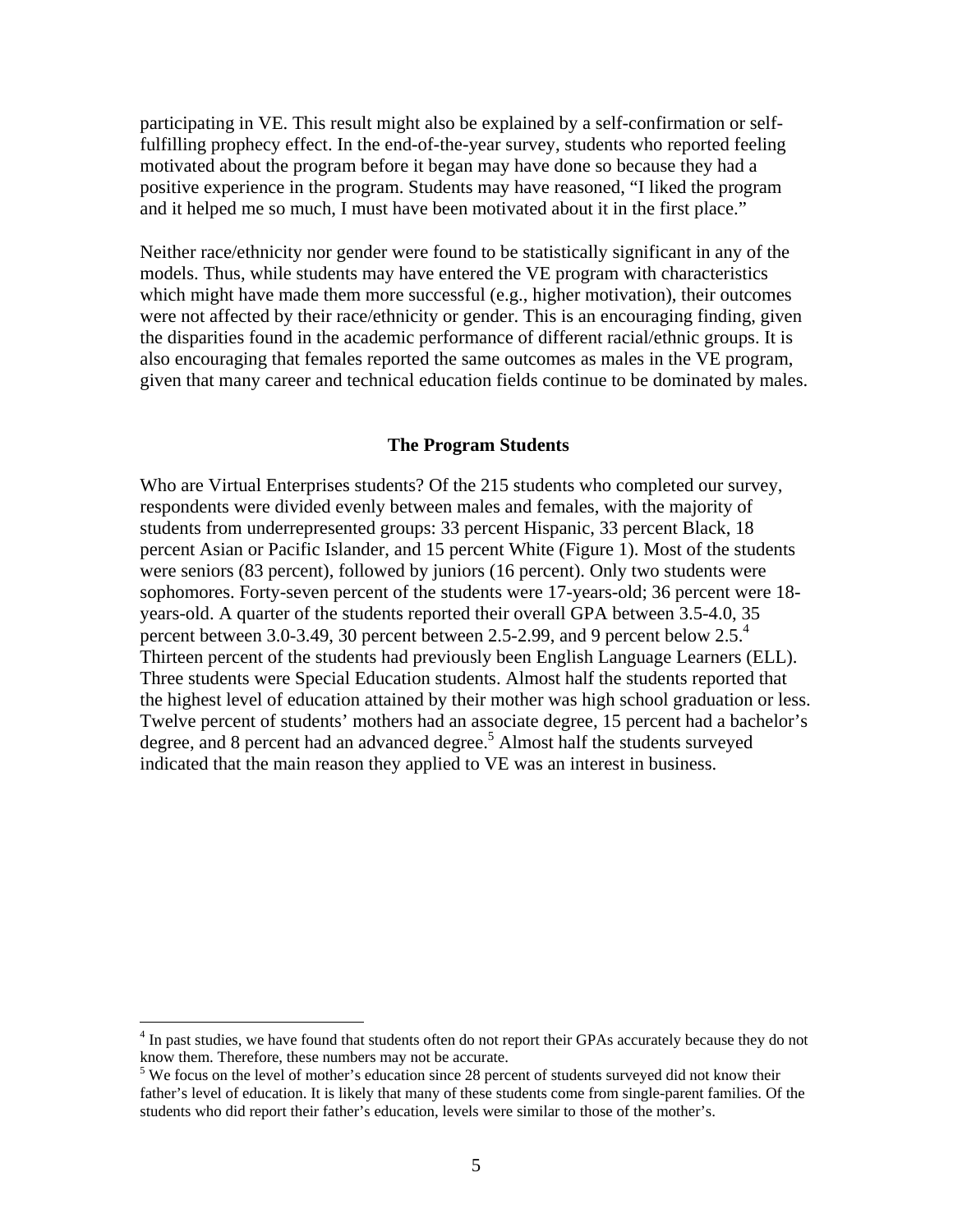participating in VE. This result might also be explained by a self-confirmation or self-fulfilling prophecy effect. In the end-of-the-year survey, students who reported feeling motivated about the program before it began may have done so because they had a positive experience in the program. Students may have reasoned, "I liked the program and it helped me so much, I must have been motivated about it in the first place."

Neither race/ethnicity nor gender were found to be statistically significant in any of the models. Thus, while students may have entered the VE program with characteristics which might have made them more successful (e.g., higher motivation), their outcomes were not affected by their race/ethnicity or gender. This is an encouraging finding, given the disparities found in the academic performance of different racial/ethnic groups. It is also encouraging that females reported the same outcomes as males in the VE program, given that many career and technical education fields continue to be dominated by males.

## The Program Students

Who are Virtual Enterprises students? Of the 215 students who completed our survey, respondents were divided evenly between males and females, with the majority of students from underrepresented groups: 33 percent Hispanic, 33 percent Black, 18 percent Asian or Pacific Islander, and 15 percent White (Figure 1). Most of the students were seniors (83 percent), followed by juniors (16 percent). Only two students were sophomores. Forty-seven percent of the students were 17-years-old; 36 percent were 18-years-old. A quarter of the students reported their overall GPA between 3.5-4.0, 35 percent between 3.0-3.49, 30 percent between 2.5-2.99, and 9 percent below 2.5.[4] Thirteen percent of the students had previously been English Language Learners (ELL). Three students were Special Education students. Almost half the students reported that the highest level of education attained by their mother was high school graduation or less. Twelve percent of students' mothers had an associate degree, 15 percent had a bachelor's degree, and 8 percent had an advanced degree.[5] Almost half the students surveyed indicated that the main reason they applied to VE was an interest in business.

---

[4] In past studies, we have found that students often do not report their GPAs accurately because they do not know them. Therefore, these numbers may not be accurate.

[5] We focus on the level of mother's education since 28 percent of students surveyed did not know their father's level of education. It is likely that many of these students come from single-parent families. Of the students who did report their father's education, levels were similar to those of the mother's.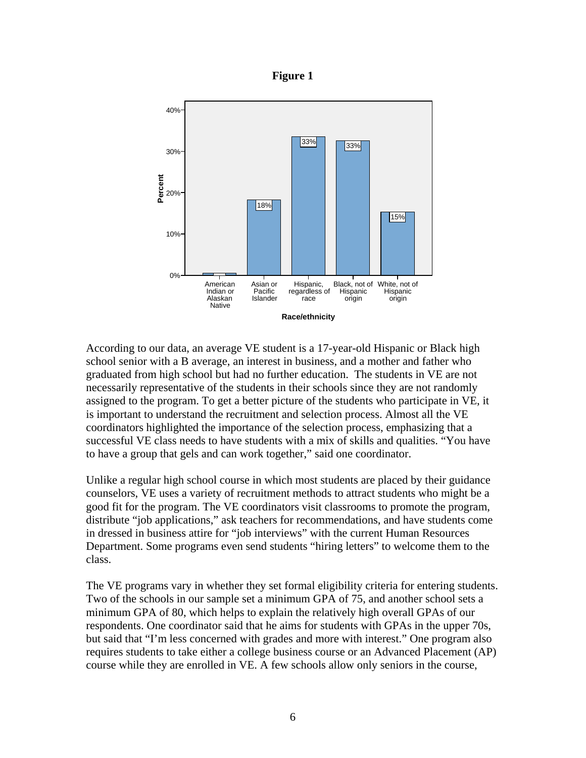**Figure 1**

| Race/ethnicity | Percent |
|---|---|
| American Indian or Alaskan Native | |
| Asian or Pacific Islander | 18% |
| Hispanic, regardless of race | 33% |
| Black, not of Hispanic origin | 33% |
| White, not of Hispanic origin | 15% |

According to our data, an average VE student is a 17-year-old Hispanic or Black high school senior with a B average, an interest in business, and a mother and father who graduated from high school but had no further education. The students in VE are not necessarily representative of the students in their schools since they are not randomly assigned to the program. To get a better picture of the students who participate in VE, it is important to understand the recruitment and selection process. Almost all the VE coordinators highlighted the importance of the selection process, emphasizing that a successful VE class needs to have students with a mix of skills and qualities. "You have to have a group that gels and can work together," said one coordinator.

Unlike a regular high school course in which most students are placed by their guidance counselors, VE uses a variety of recruitment methods to attract students who might be a good fit for the program. The VE coordinators visit classrooms to promote the program, distribute "job applications," ask teachers for recommendations, and have students come in dressed in business attire for "job interviews" with the current Human Resources Department. Some programs even send students "hiring letters" to welcome them to the class.

The VE programs vary in whether they set formal eligibility criteria for entering students. Two of the schools in our sample set a minimum GPA of 75, and another school sets a minimum GPA of 80, which helps to explain the relatively high overall GPAs of our respondents. One coordinator said that he aims for students with GPAs in the upper 70s, but said that "I'm less concerned with grades and more with interest." One program also requires students to take either a college business course or an Advanced Placement (AP) course while they are enrolled in VE. A few schools allow only seniors in the course,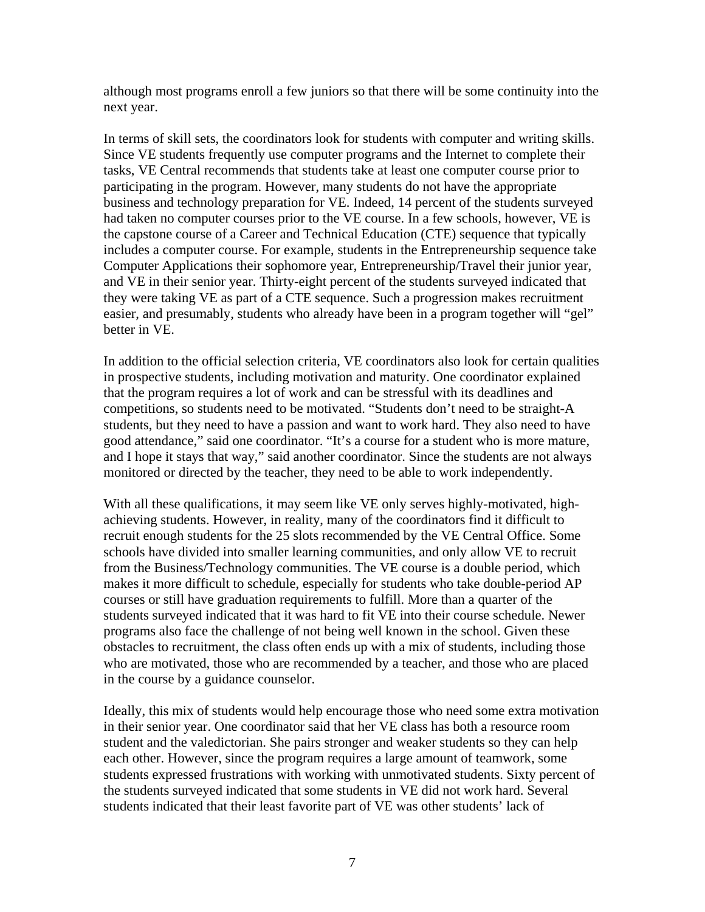although most programs enroll a few juniors so that there will be some continuity into the next year.

In terms of skill sets, the coordinators look for students with computer and writing skills. Since VE students frequently use computer programs and the Internet to complete their tasks, VE Central recommends that students take at least one computer course prior to participating in the program. However, many students do not have the appropriate business and technology preparation for VE. Indeed, 14 percent of the students surveyed had taken no computer courses prior to the VE course. In a few schools, however, VE is the capstone course of a Career and Technical Education (CTE) sequence that typically includes a computer course. For example, students in the Entrepreneurship sequence take Computer Applications their sophomore year, Entrepreneurship/Travel their junior year, and VE in their senior year. Thirty-eight percent of the students surveyed indicated that they were taking VE as part of a CTE sequence. Such a progression makes recruitment easier, and presumably, students who already have been in a program together will "gel" better in VE.

In addition to the official selection criteria, VE coordinators also look for certain qualities in prospective students, including motivation and maturity. One coordinator explained that the program requires a lot of work and can be stressful with its deadlines and competitions, so students need to be motivated. "Students don't need to be straight-A students, but they need to have a passion and want to work hard. They also need to have good attendance," said one coordinator. "It's a course for a student who is more mature, and I hope it stays that way," said another coordinator. Since the students are not always monitored or directed by the teacher, they need to be able to work independently.

With all these qualifications, it may seem like VE only serves highly-motivated, high-achieving students. However, in reality, many of the coordinators find it difficult to recruit enough students for the 25 slots recommended by the VE Central Office. Some schools have divided into smaller learning communities, and only allow VE to recruit from the Business/Technology communities. The VE course is a double period, which makes it more difficult to schedule, especially for students who take double-period AP courses or still have graduation requirements to fulfill. More than a quarter of the students surveyed indicated that it was hard to fit VE into their course schedule. Newer programs also face the challenge of not being well known in the school. Given these obstacles to recruitment, the class often ends up with a mix of students, including those who are motivated, those who are recommended by a teacher, and those who are placed in the course by a guidance counselor.

Ideally, this mix of students would help encourage those who need some extra motivation in their senior year. One coordinator said that her VE class has both a resource room student and the valedictorian. She pairs stronger and weaker students so they can help each other. However, since the program requires a large amount of teamwork, some students expressed frustrations with working with unmotivated students. Sixty percent of the students surveyed indicated that some students in VE did not work hard. Several students indicated that their least favorite part of VE was other students' lack of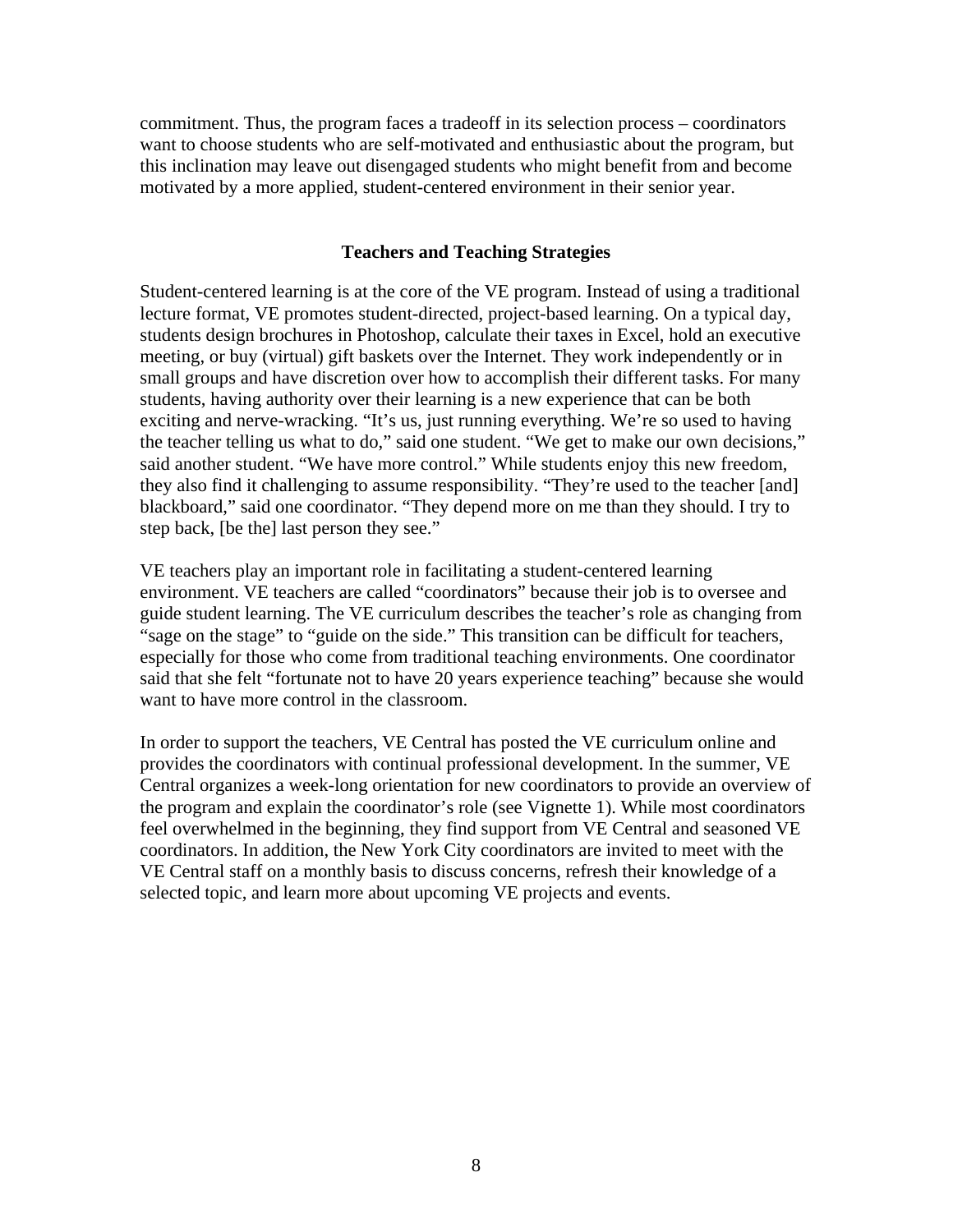commitment. Thus, the program faces a tradeoff in its selection process – coordinators want to choose students who are self-motivated and enthusiastic about the program, but this inclination may leave out disengaged students who might benefit from and become motivated by a more applied, student-centered environment in their senior year.

## Teachers and Teaching Strategies

Student-centered learning is at the core of the VE program. Instead of using a traditional lecture format, VE promotes student-directed, project-based learning. On a typical day, students design brochures in Photoshop, calculate their taxes in Excel, hold an executive meeting, or buy (virtual) gift baskets over the Internet. They work independently or in small groups and have discretion over how to accomplish their different tasks. For many students, having authority over their learning is a new experience that can be both exciting and nerve-wracking. "It's us, just running everything. We're so used to having the teacher telling us what to do," said one student. "We get to make our own decisions," said another student. "We have more control." While students enjoy this new freedom, they also find it challenging to assume responsibility. "They're used to the teacher [and] blackboard," said one coordinator. "They depend more on me than they should. I try to step back, [be the] last person they see."

VE teachers play an important role in facilitating a student-centered learning environment. VE teachers are called "coordinators" because their job is to oversee and guide student learning. The VE curriculum describes the teacher's role as changing from "sage on the stage" to "guide on the side." This transition can be difficult for teachers, especially for those who come from traditional teaching environments. One coordinator said that she felt "fortunate not to have 20 years experience teaching" because she would want to have more control in the classroom.

In order to support the teachers, VE Central has posted the VE curriculum online and provides the coordinators with continual professional development. In the summer, VE Central organizes a week-long orientation for new coordinators to provide an overview of the program and explain the coordinator's role (see Vignette 1). While most coordinators feel overwhelmed in the beginning, they find support from VE Central and seasoned VE coordinators. In addition, the New York City coordinators are invited to meet with the VE Central staff on a monthly basis to discuss concerns, refresh their knowledge of a selected topic, and learn more about upcoming VE projects and events.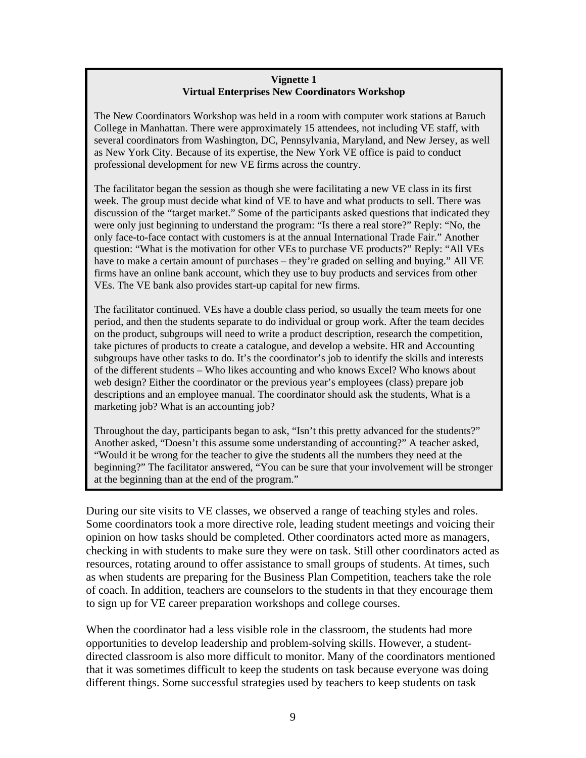**Vignette 1**
**Virtual Enterprises New Coordinators Workshop**

The New Coordinators Workshop was held in a room with computer work stations at Baruch College in Manhattan. There were approximately 15 attendees, not including VE staff, with several coordinators from Washington, DC, Pennsylvania, Maryland, and New Jersey, as well as New York City. Because of its expertise, the New York VE office is paid to conduct professional development for new VE firms across the country.

The facilitator began the session as though she were facilitating a new VE class in its first week. The group must decide what kind of VE to have and what products to sell. There was discussion of the "target market." Some of the participants asked questions that indicated they were only just beginning to understand the program: "Is there a real store?" Reply: "No, the only face-to-face contact with customers is at the annual International Trade Fair." Another question: "What is the motivation for other VEs to purchase VE products?" Reply: "All VEs have to make a certain amount of purchases – they're graded on selling and buying." All VE firms have an online bank account, which they use to buy products and services from other VEs. The VE bank also provides start-up capital for new firms.

The facilitator continued. VEs have a double class period, so usually the team meets for one period, and then the students separate to do individual or group work. After the team decides on the product, subgroups will need to write a product description, research the competition, take pictures of products to create a catalogue, and develop a website. HR and Accounting subgroups have other tasks to do. It's the coordinator's job to identify the skills and interests of the different students – Who likes accounting and who knows Excel? Who knows about web design? Either the coordinator or the previous year's employees (class) prepare job descriptions and an employee manual. The coordinator should ask the students, What is a marketing job? What is an accounting job?

Throughout the day, participants began to ask, "Isn't this pretty advanced for the students?" Another asked, "Doesn't this assume some understanding of accounting?" A teacher asked, "Would it be wrong for the teacher to give the students all the numbers they need at the beginning?" The facilitator answered, "You can be sure that your involvement will be stronger at the beginning than at the end of the program."

During our site visits to VE classes, we observed a range of teaching styles and roles. Some coordinators took a more directive role, leading student meetings and voicing their opinion on how tasks should be completed. Other coordinators acted more as managers, checking in with students to make sure they were on task. Still other coordinators acted as resources, rotating around to offer assistance to small groups of students. At times, such as when students are preparing for the Business Plan Competition, teachers take the role of coach. In addition, teachers are counselors to the students in that they encourage them to sign up for VE career preparation workshops and college courses.

When the coordinator had a less visible role in the classroom, the students had more opportunities to develop leadership and problem-solving skills. However, a student-directed classroom is also more difficult to monitor. Many of the coordinators mentioned that it was sometimes difficult to keep the students on task because everyone was doing different things. Some successful strategies used by teachers to keep students on task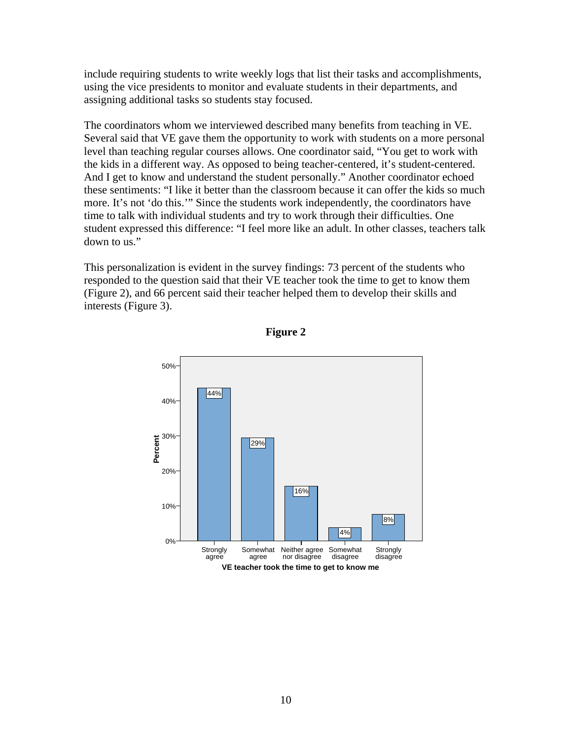include requiring students to write weekly logs that list their tasks and accomplishments, using the vice presidents to monitor and evaluate students in their departments, and assigning additional tasks so students stay focused.

The coordinators whom we interviewed described many benefits from teaching in VE. Several said that VE gave them the opportunity to work with students on a more personal level than teaching regular courses allows. One coordinator said, "You get to work with the kids in a different way. As opposed to being teacher-centered, it's student-centered. And I get to know and understand the student personally." Another coordinator echoed these sentiments: "I like it better than the classroom because it can offer the kids so much more. It's not 'do this.'" Since the students work independently, the coordinators have time to talk with individual students and try to work through their difficulties. One student expressed this difference: "I feel more like an adult. In other classes, teachers talk down to us."

This personalization is evident in the survey findings: 73 percent of the students who responded to the question said that their VE teacher took the time to get to know them (Figure 2), and 66 percent said their teacher helped them to develop their skills and interests (Figure 3).

**Figure 2**

| VE teacher took the time to get to know me | Percent |
| --- | --- |
| Strongly agree | 44% |
| Somewhat agree | 29% |
| Neither agree nor disagree | 16% |
| Somewhat disagree | 4% |
| Strongly disagree | 8% |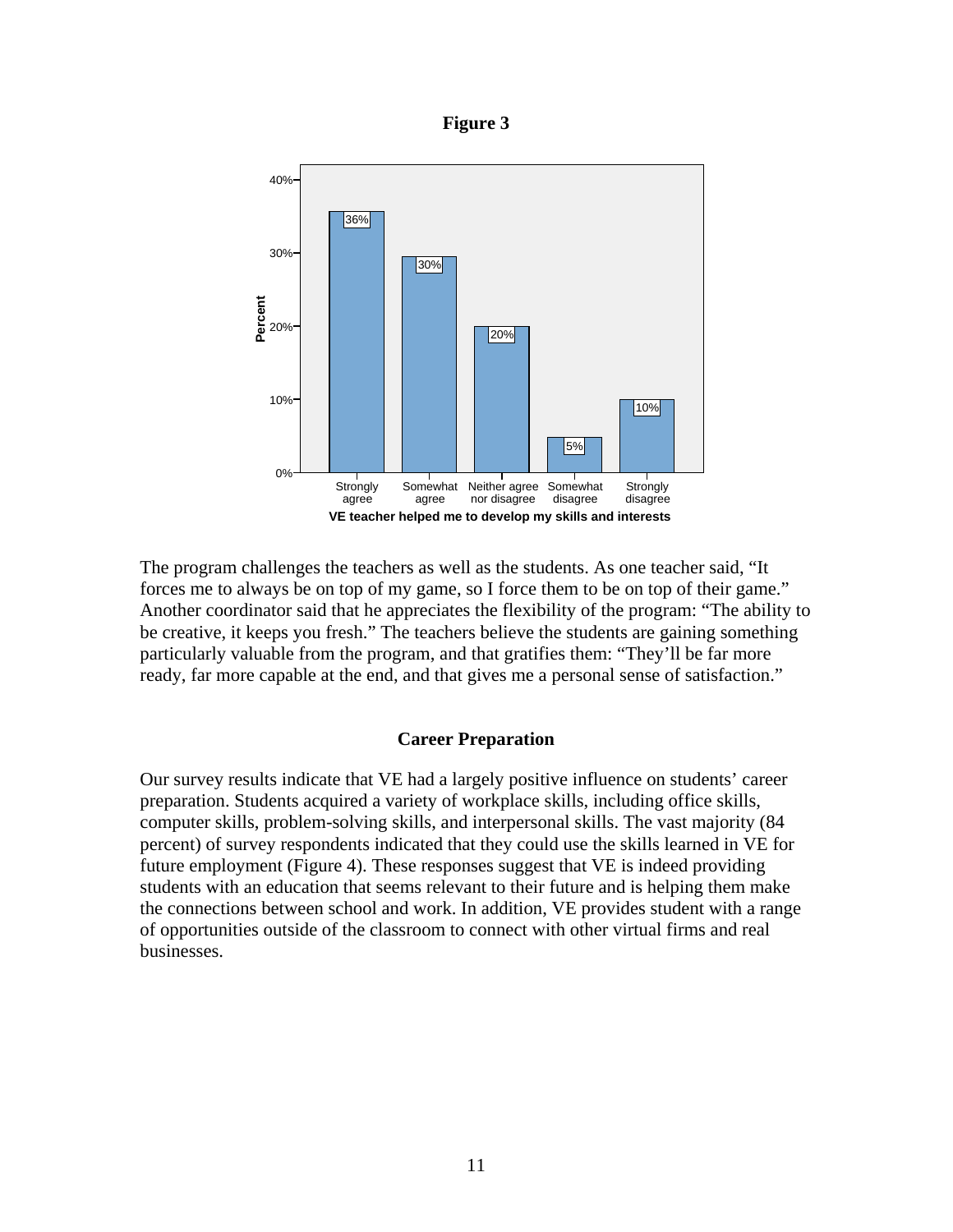**Figure 3**

| VE teacher helped me to develop my skills and interests | Percent |
|---|---|
| Strongly agree | 36% |
| Somewhat agree | 30% |
| Neither agree nor disagree | 20% |
| Somewhat disagree | 5% |
| Strongly disagree | 10% |

The program challenges the teachers as well as the students. As one teacher said, "It forces me to always be on top of my game, so I force them to be on top of their game." Another coordinator said that he appreciates the flexibility of the program: "The ability to be creative, it keeps you fresh." The teachers believe the students are gaining something particularly valuable from the program, and that gratifies them: "They'll be far more ready, far more capable at the end, and that gives me a personal sense of satisfaction."

## Career Preparation

Our survey results indicate that VE had a largely positive influence on students' career preparation. Students acquired a variety of workplace skills, including office skills, computer skills, problem-solving skills, and interpersonal skills. The vast majority (84 percent) of survey respondents indicated that they could use the skills learned in VE for future employment (Figure 4). These responses suggest that VE is indeed providing students with an education that seems relevant to their future and is helping them make the connections between school and work. In addition, VE provides student with a range of opportunities outside of the classroom to connect with other virtual firms and real businesses.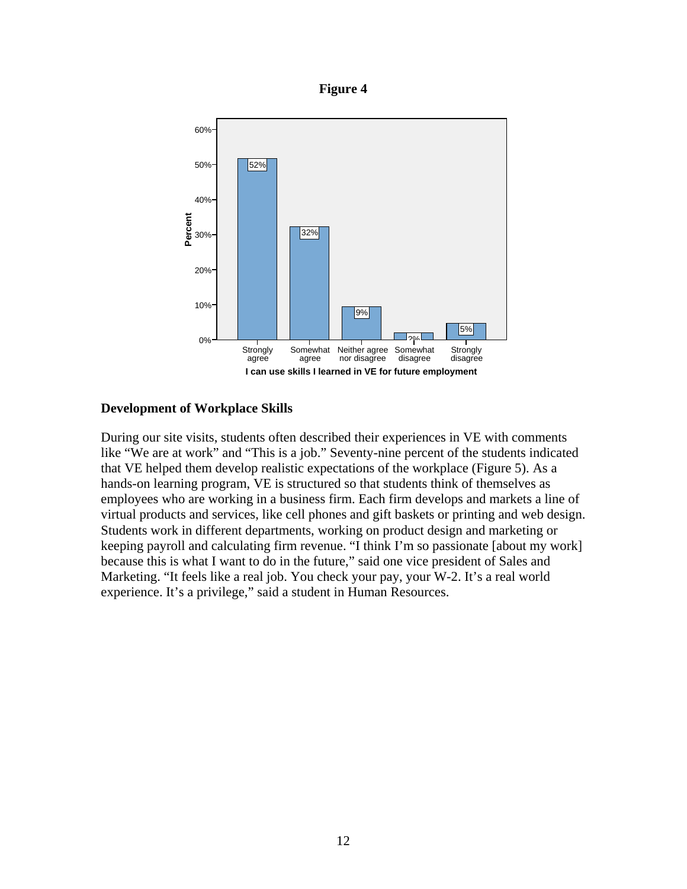**Figure 4**

| I can use skills I learned in VE for future employment | Percent |
|---|---|
| Strongly agree | 52% |
| Somewhat agree | 32% |
| Neither agree nor disagree | 9% |
| Somewhat disagree | 2% |
| Strongly disagree | 5% |

## Development of Workplace Skills

During our site visits, students often described their experiences in VE with comments like "We are at work" and "This is a job." Seventy-nine percent of the students indicated that VE helped them develop realistic expectations of the workplace (Figure 5). As a hands-on learning program, VE is structured so that students think of themselves as employees who are working in a business firm. Each firm develops and markets a line of virtual products and services, like cell phones and gift baskets or printing and web design. Students work in different departments, working on product design and marketing or keeping payroll and calculating firm revenue. "I think I'm so passionate [about my work] because this is what I want to do in the future," said one vice president of Sales and Marketing. "It feels like a real job. You check your pay, your W-2. It's a real world experience. It's a privilege," said a student in Human Resources.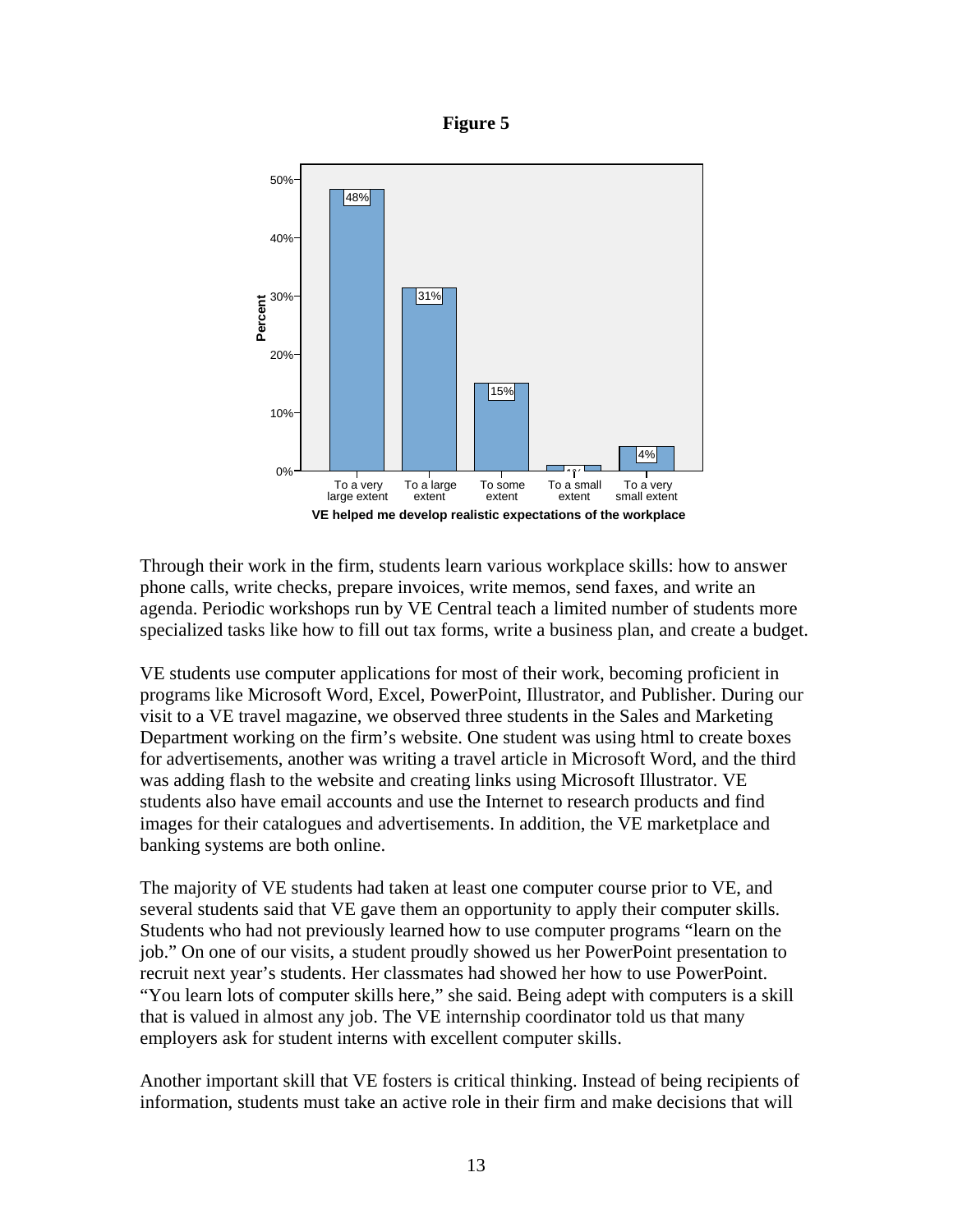**Figure 5**

| VE helped me develop realistic expectations of the workplace | Percent |
|---|---|
| To a very large extent | 48% |
| To a large extent | 31% |
| To some extent | 15% |
| To a small extent | 1% |
| To a very small extent | 4% |

Through their work in the firm, students learn various workplace skills: how to answer phone calls, write checks, prepare invoices, write memos, send faxes, and write an agenda. Periodic workshops run by VE Central teach a limited number of students more specialized tasks like how to fill out tax forms, write a business plan, and create a budget.

VE students use computer applications for most of their work, becoming proficient in programs like Microsoft Word, Excel, PowerPoint, Illustrator, and Publisher. During our visit to a VE travel magazine, we observed three students in the Sales and Marketing Department working on the firm's website. One student was using html to create boxes for advertisements, another was writing a travel article in Microsoft Word, and the third was adding flash to the website and creating links using Microsoft Illustrator. VE students also have email accounts and use the Internet to research products and find images for their catalogues and advertisements. In addition, the VE marketplace and banking systems are both online.

The majority of VE students had taken at least one computer course prior to VE, and several students said that VE gave them an opportunity to apply their computer skills. Students who had not previously learned how to use computer programs "learn on the job." On one of our visits, a student proudly showed us her PowerPoint presentation to recruit next year's students. Her classmates had showed her how to use PowerPoint. "You learn lots of computer skills here," she said. Being adept with computers is a skill that is valued in almost any job. The VE internship coordinator told us that many employers ask for student interns with excellent computer skills.

Another important skill that VE fosters is critical thinking. Instead of being recipients of information, students must take an active role in their firm and make decisions that will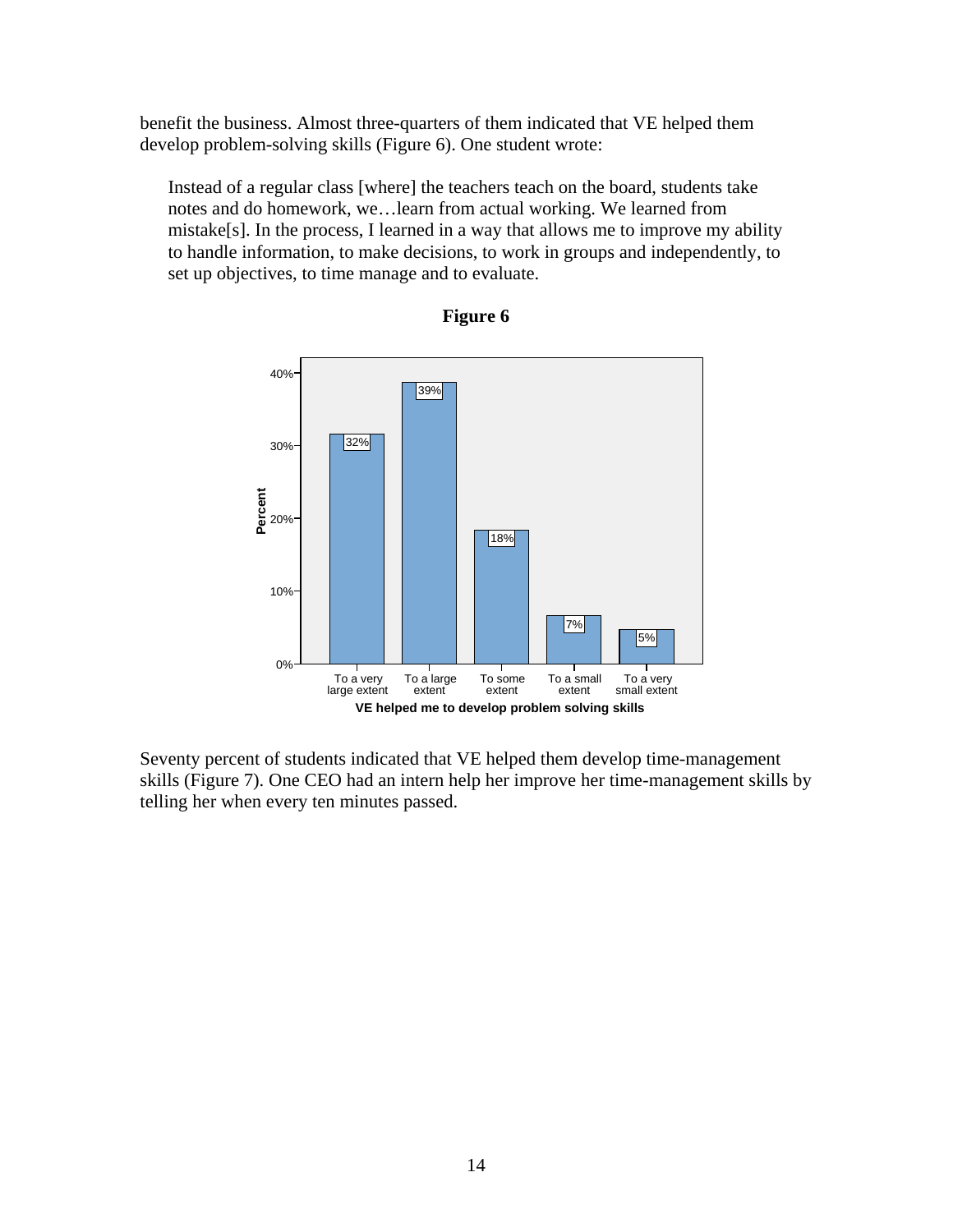benefit the business. Almost three-quarters of them indicated that VE helped them develop problem-solving skills (Figure 6). One student wrote:

> Instead of a regular class [where] the teachers teach on the board, students take notes and do homework, we…learn from actual working. We learned from mistake[s]. In the process, I learned in a way that allows me to improve my ability to handle information, to make decisions, to work in groups and independently, to set up objectives, to time manage and to evaluate.

**Figure 6**

| VE helped me to develop problem solving skills | Percent |
|---|---|
| To a very large extent | 32% |
| To a large extent | 39% |
| To some extent | 18% |
| To a small extent | 7% |
| To a very small extent | 5% |

Seventy percent of students indicated that VE helped them develop time-management skills (Figure 7). One CEO had an intern help her improve her time-management skills by telling her when every ten minutes passed.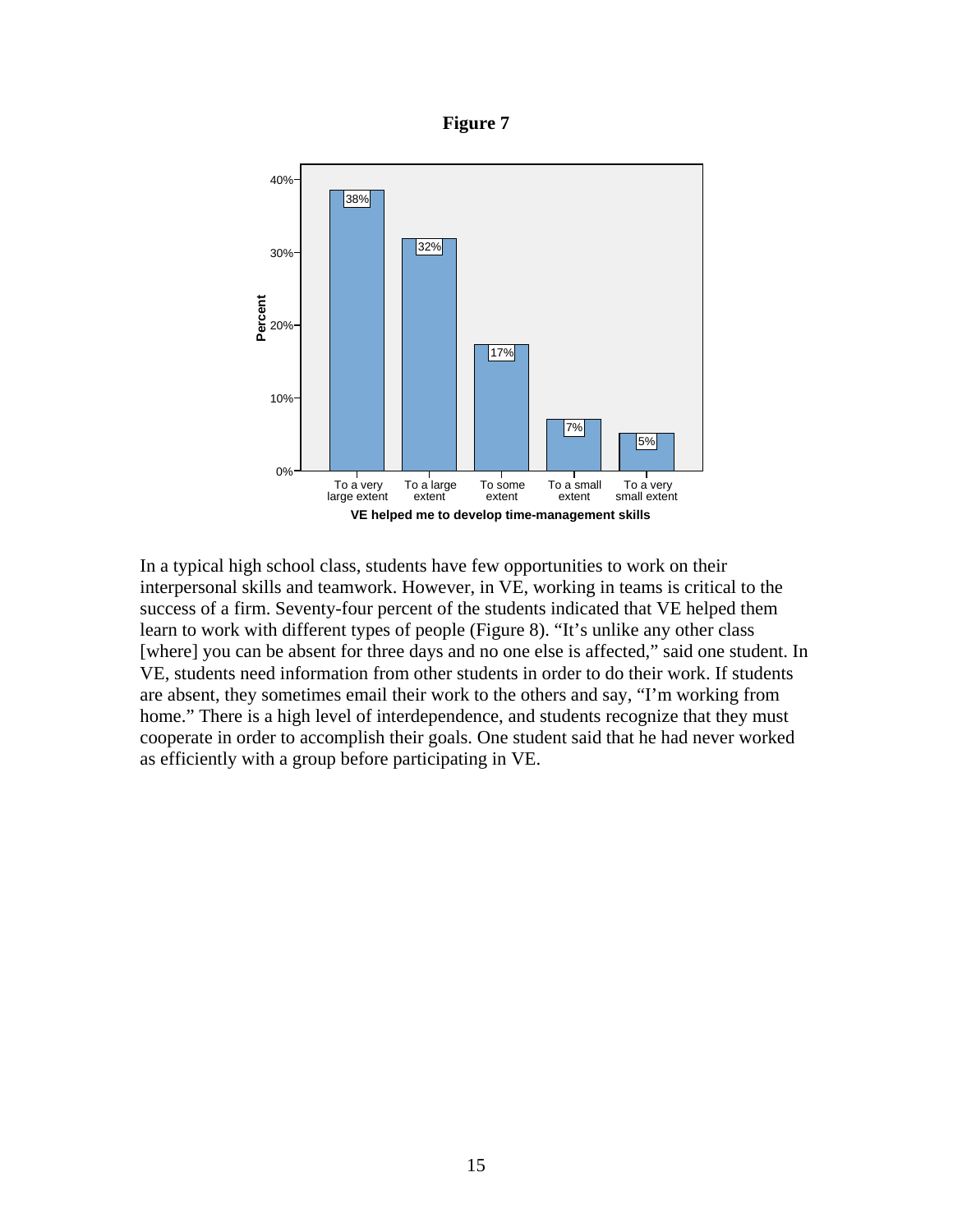**Figure 7**

| VE helped me to develop time-management skills | Percent |
|---|---|
| To a very large extent | 38% |
| To a large extent | 32% |
| To some extent | 17% |
| To a small extent | 7% |
| To a very small extent | 5% |

In a typical high school class, students have few opportunities to work on their interpersonal skills and teamwork. However, in VE, working in teams is critical to the success of a firm. Seventy-four percent of the students indicated that VE helped them learn to work with different types of people (Figure 8). "It's unlike any other class [where] you can be absent for three days and no one else is affected," said one student. In VE, students need information from other students in order to do their work. If students are absent, they sometimes email their work to the others and say, "I'm working from home." There is a high level of interdependence, and students recognize that they must cooperate in order to accomplish their goals. One student said that he had never worked as efficiently with a group before participating in VE.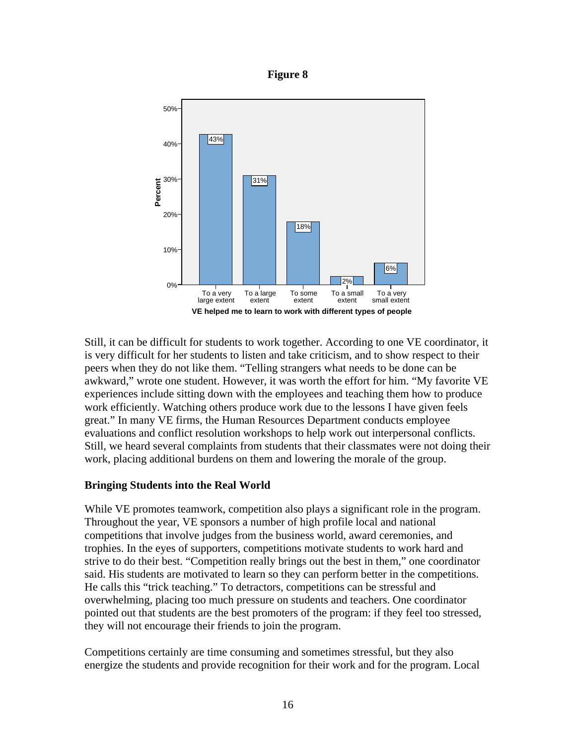**Figure 8**

| VE helped me to learn to work with different types of people | Percent |
|---|---|
| To a very large extent | 43% |
| To a large extent | 31% |
| To some extent | 18% |
| To a small extent | 2% |
| To a very small extent | 6% |

Still, it can be difficult for students to work together. According to one VE coordinator, it is very difficult for her students to listen and take criticism, and to show respect to their peers when they do not like them. "Telling strangers what needs to be done can be awkward," wrote one student. However, it was worth the effort for him. "My favorite VE experiences include sitting down with the employees and teaching them how to produce work efficiently. Watching others produce work due to the lessons I have given feels great." In many VE firms, the Human Resources Department conducts employee evaluations and conflict resolution workshops to help work out interpersonal conflicts. Still, we heard several complaints from students that their classmates were not doing their work, placing additional burdens on them and lowering the morale of the group.

## Bringing Students into the Real World

While VE promotes teamwork, competition also plays a significant role in the program. Throughout the year, VE sponsors a number of high profile local and national competitions that involve judges from the business world, award ceremonies, and trophies. In the eyes of supporters, competitions motivate students to work hard and strive to do their best. "Competition really brings out the best in them," one coordinator said. His students are motivated to learn so they can perform better in the competitions. He calls this "trick teaching." To detractors, competitions can be stressful and overwhelming, placing too much pressure on students and teachers. One coordinator pointed out that students are the best promoters of the program: if they feel too stressed, they will not encourage their friends to join the program.

Competitions certainly are time consuming and sometimes stressful, but they also energize the students and provide recognition for their work and for the program. Local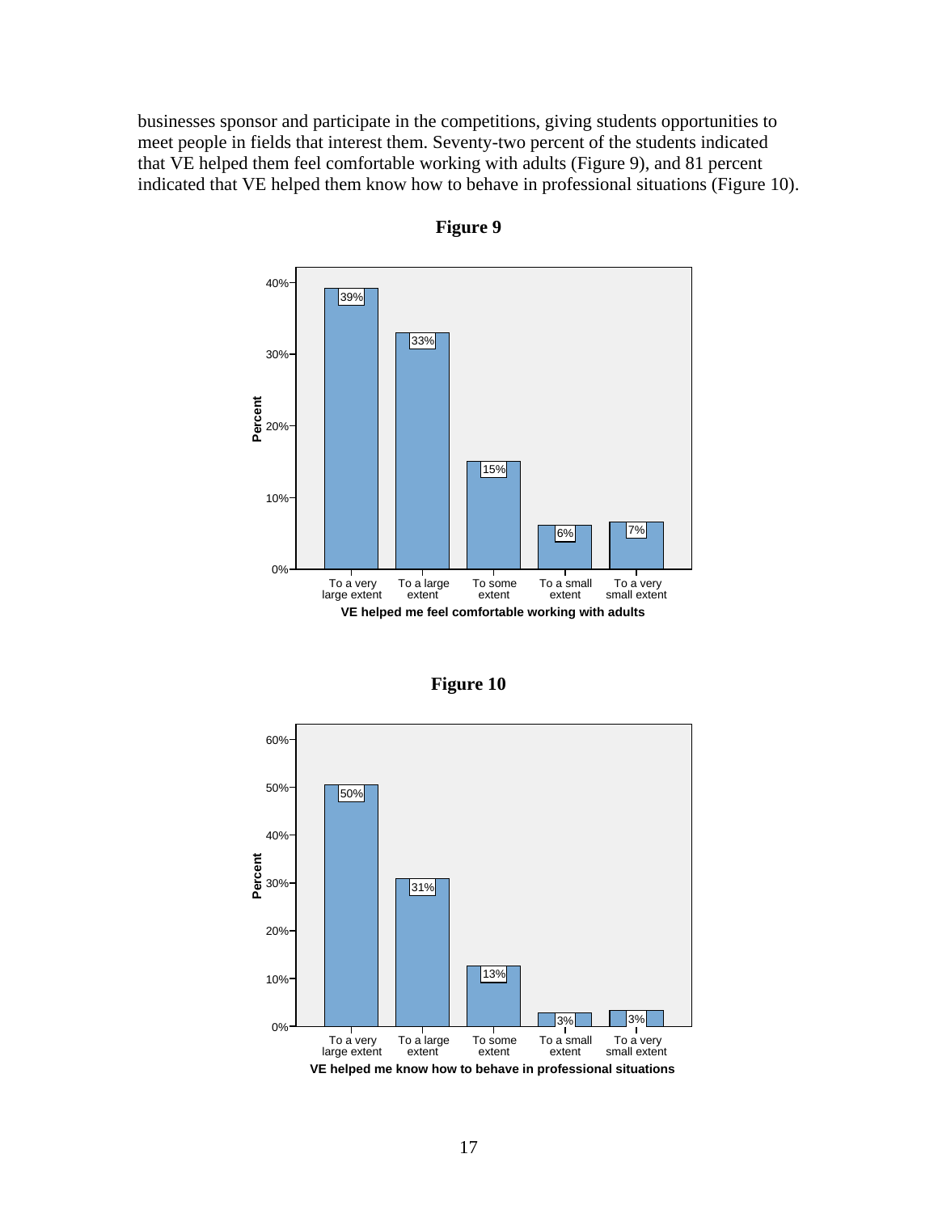businesses sponsor and participate in the competitions, giving students opportunities to meet people in fields that interest them. Seventy-two percent of the students indicated that VE helped them feel comfortable working with adults (Figure 9), and 81 percent indicated that VE helped them know how to behave in professional situations (Figure 10).

**Figure 9**

| VE helped me feel comfortable working with adults | Percent |
|---|---|
| To a very large extent | 39% |
| To a large extent | 33% |
| To some extent | 15% |
| To a small extent | 6% |
| To a very small extent | 7% |

**Figure 10**

| VE helped me know how to behave in professional situations | Percent |
|---|---|
| To a very large extent | 50% |
| To a large extent | 31% |
| To some extent | 13% |
| To a small extent | 3% |
| To a very small extent | 3% |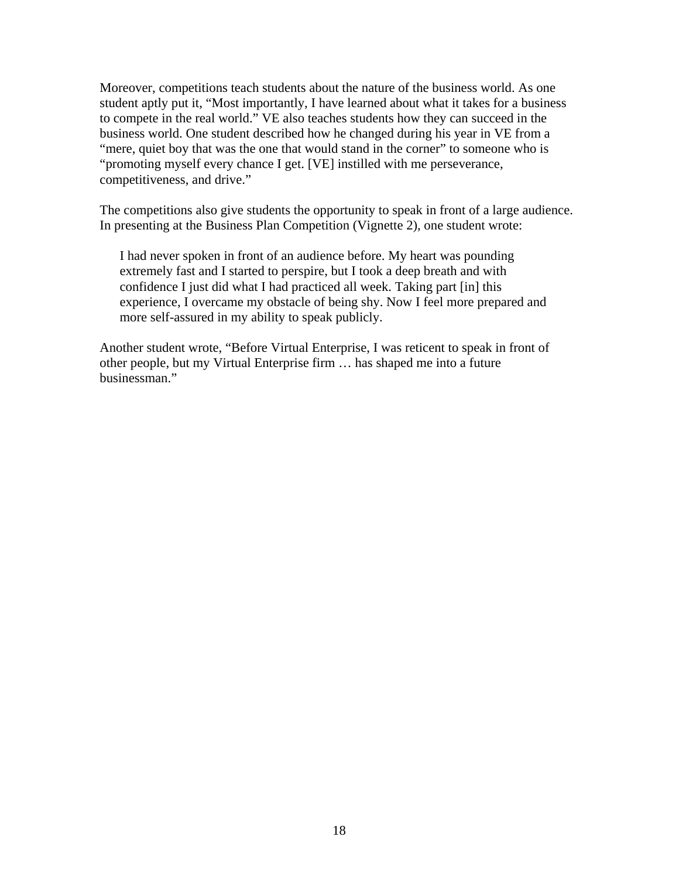Moreover, competitions teach students about the nature of the business world. As one student aptly put it, "Most importantly, I have learned about what it takes for a business to compete in the real world." VE also teaches students how they can succeed in the business world. One student described how he changed during his year in VE from a "mere, quiet boy that was the one that would stand in the corner" to someone who is "promoting myself every chance I get. [VE] instilled with me perseverance, competitiveness, and drive."

The competitions also give students the opportunity to speak in front of a large audience. In presenting at the Business Plan Competition (Vignette 2), one student wrote:

> I had never spoken in front of an audience before. My heart was pounding extremely fast and I started to perspire, but I took a deep breath and with confidence I just did what I had practiced all week. Taking part [in] this experience, I overcame my obstacle of being shy. Now I feel more prepared and more self-assured in my ability to speak publicly.

Another student wrote, "Before Virtual Enterprise, I was reticent to speak in front of other people, but my Virtual Enterprise firm … has shaped me into a future businessman."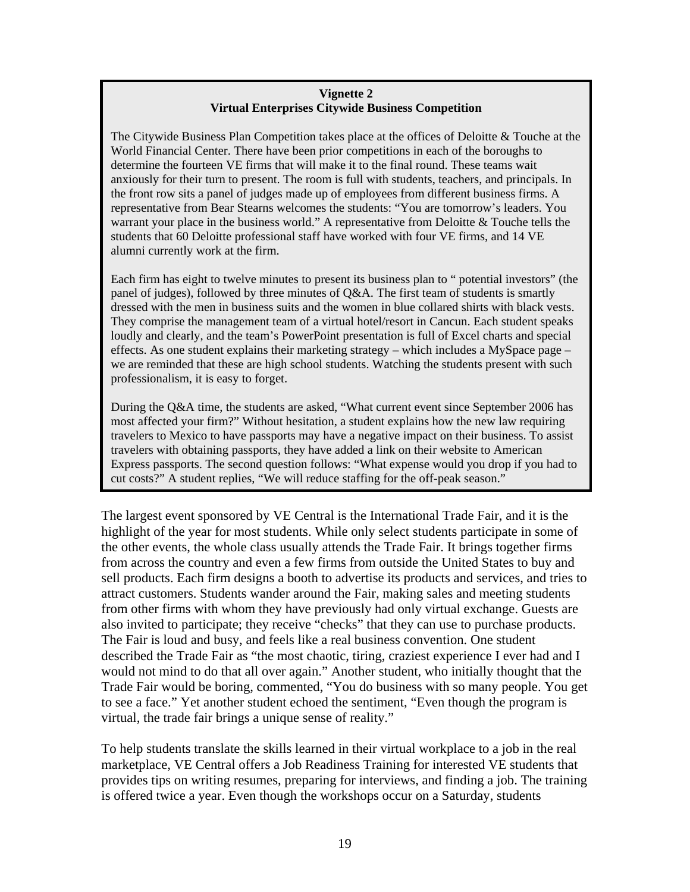**Vignette 2**
**Virtual Enterprises Citywide Business Competition**

The Citywide Business Plan Competition takes place at the offices of Deloitte & Touche at the World Financial Center. There have been prior competitions in each of the boroughs to determine the fourteen VE firms that will make it to the final round. These teams wait anxiously for their turn to present. The room is full with students, teachers, and principals. In the front row sits a panel of judges made up of employees from different business firms. A representative from Bear Stearns welcomes the students: "You are tomorrow's leaders. You warrant your place in the business world." A representative from Deloitte & Touche tells the students that 60 Deloitte professional staff have worked with four VE firms, and 14 VE alumni currently work at the firm.

Each firm has eight to twelve minutes to present its business plan to " potential investors" (the panel of judges), followed by three minutes of Q&A. The first team of students is smartly dressed with the men in business suits and the women in blue collared shirts with black vests. They comprise the management team of a virtual hotel/resort in Cancun. Each student speaks loudly and clearly, and the team's PowerPoint presentation is full of Excel charts and special effects. As one student explains their marketing strategy – which includes a MySpace page – we are reminded that these are high school students. Watching the students present with such professionalism, it is easy to forget.

During the Q&A time, the students are asked, "What current event since September 2006 has most affected your firm?" Without hesitation, a student explains how the new law requiring travelers to Mexico to have passports may have a negative impact on their business. To assist travelers with obtaining passports, they have added a link on their website to American Express passports. The second question follows: "What expense would you drop if you had to cut costs?" A student replies, "We will reduce staffing for the off-peak season."

The largest event sponsored by VE Central is the International Trade Fair, and it is the highlight of the year for most students. While only select students participate in some of the other events, the whole class usually attends the Trade Fair. It brings together firms from across the country and even a few firms from outside the United States to buy and sell products. Each firm designs a booth to advertise its products and services, and tries to attract customers. Students wander around the Fair, making sales and meeting students from other firms with whom they have previously had only virtual exchange. Guests are also invited to participate; they receive "checks" that they can use to purchase products. The Fair is loud and busy, and feels like a real business convention. One student described the Trade Fair as "the most chaotic, tiring, craziest experience I ever had and I would not mind to do that all over again." Another student, who initially thought that the Trade Fair would be boring, commented, "You do business with so many people. You get to see a face." Yet another student echoed the sentiment, "Even though the program is virtual, the trade fair brings a unique sense of reality."

To help students translate the skills learned in their virtual workplace to a job in the real marketplace, VE Central offers a Job Readiness Training for interested VE students that provides tips on writing resumes, preparing for interviews, and finding a job. The training is offered twice a year. Even though the workshops occur on a Saturday, students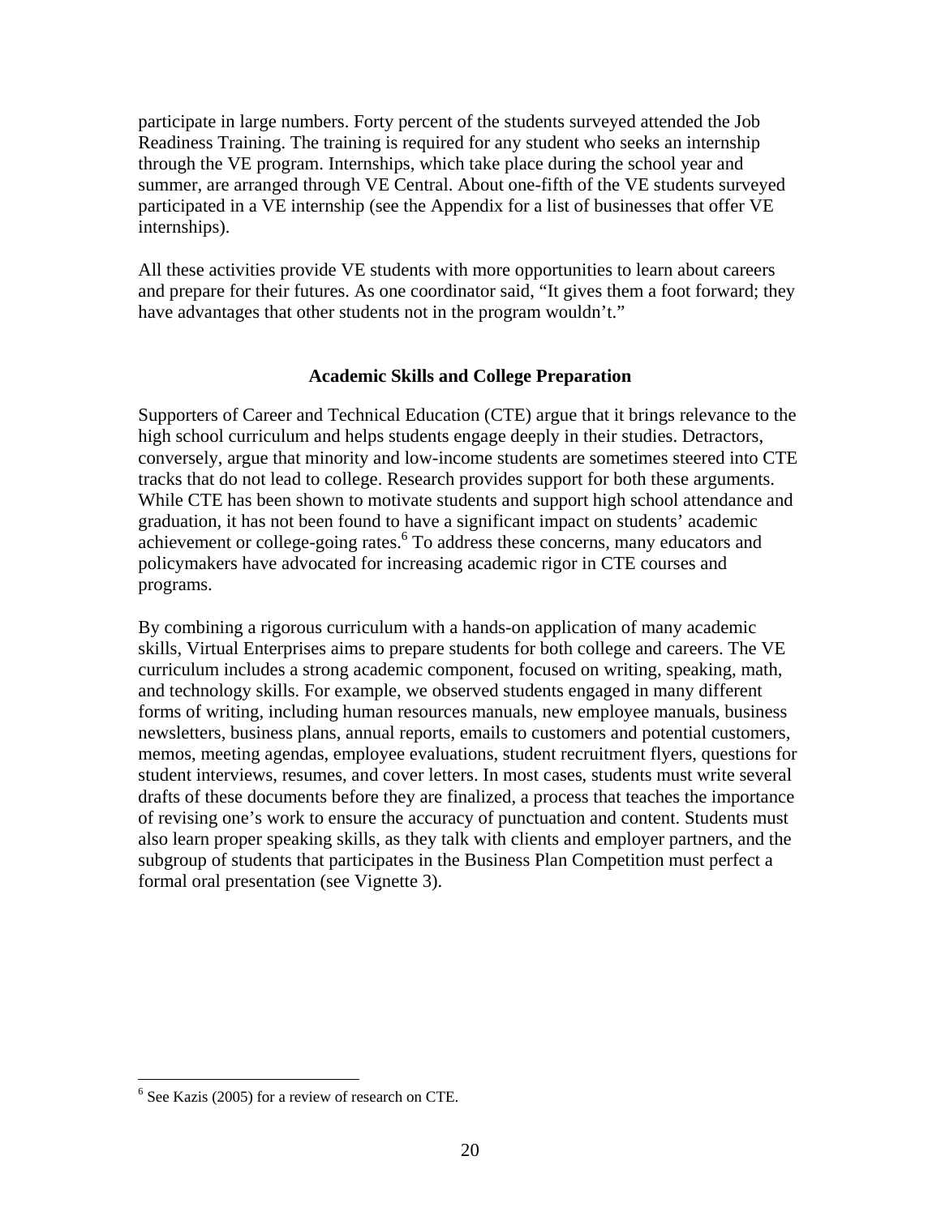participate in large numbers. Forty percent of the students surveyed attended the Job Readiness Training. The training is required for any student who seeks an internship through the VE program. Internships, which take place during the school year and summer, are arranged through VE Central. About one-fifth of the VE students surveyed participated in a VE internship (see the Appendix for a list of businesses that offer VE internships).

All these activities provide VE students with more opportunities to learn about careers and prepare for their futures. As one coordinator said, "It gives them a foot forward; they have advantages that other students not in the program wouldn't."

## Academic Skills and College Preparation

Supporters of Career and Technical Education (CTE) argue that it brings relevance to the high school curriculum and helps students engage deeply in their studies. Detractors, conversely, argue that minority and low-income students are sometimes steered into CTE tracks that do not lead to college. Research provides support for both these arguments. While CTE has been shown to motivate students and support high school attendance and graduation, it has not been found to have a significant impact on students' academic achievement or college-going rates.[6] To address these concerns, many educators and policymakers have advocated for increasing academic rigor in CTE courses and programs.

By combining a rigorous curriculum with a hands-on application of many academic skills, Virtual Enterprises aims to prepare students for both college and careers. The VE curriculum includes a strong academic component, focused on writing, speaking, math, and technology skills. For example, we observed students engaged in many different forms of writing, including human resources manuals, new employee manuals, business newsletters, business plans, annual reports, emails to customers and potential customers, memos, meeting agendas, employee evaluations, student recruitment flyers, questions for student interviews, resumes, and cover letters. In most cases, students must write several drafts of these documents before they are finalized, a process that teaches the importance of revising one's work to ensure the accuracy of punctuation and content. Students must also learn proper speaking skills, as they talk with clients and employer partners, and the subgroup of students that participates in the Business Plan Competition must perfect a formal oral presentation (see Vignette 3).

---

[6] See Kazis (2005) for a review of research on CTE.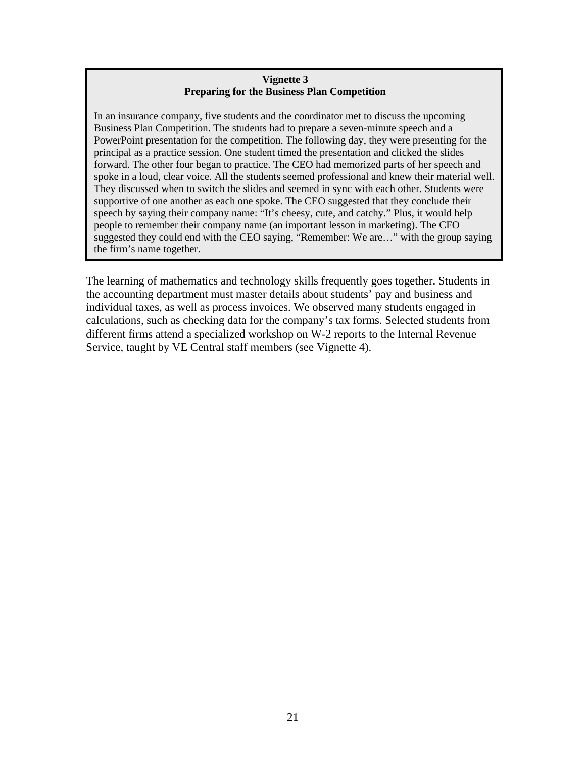**Vignette 3**
**Preparing for the Business Plan Competition**

In an insurance company, five students and the coordinator met to discuss the upcoming Business Plan Competition. The students had to prepare a seven-minute speech and a PowerPoint presentation for the competition. The following day, they were presenting for the principal as a practice session. One student timed the presentation and clicked the slides forward. The other four began to practice. The CEO had memorized parts of her speech and spoke in a loud, clear voice. All the students seemed professional and knew their material well. They discussed when to switch the slides and seemed in sync with each other. Students were supportive of one another as each one spoke. The CEO suggested that they conclude their speech by saying their company name: "It's cheesy, cute, and catchy." Plus, it would help people to remember their company name (an important lesson in marketing). The CFO suggested they could end with the CEO saying, "Remember: We are…" with the group saying the firm's name together.

The learning of mathematics and technology skills frequently goes together. Students in the accounting department must master details about students' pay and business and individual taxes, as well as process invoices. We observed many students engaged in calculations, such as checking data for the company's tax forms. Selected students from different firms attend a specialized workshop on W-2 reports to the Internal Revenue Service, taught by VE Central staff members (see Vignette 4).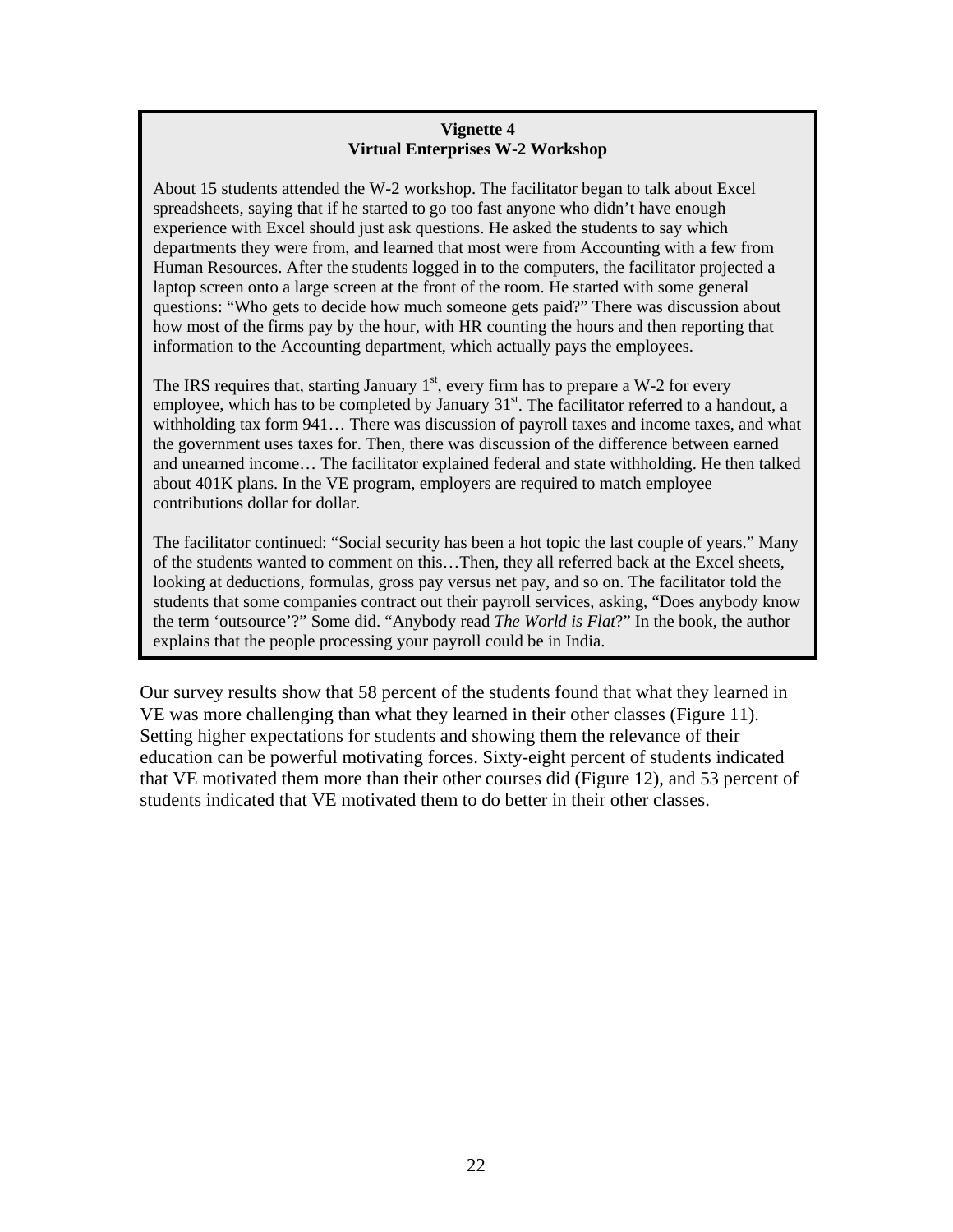**Vignette 4**
**Virtual Enterprises W-2 Workshop**

About 15 students attended the W-2 workshop. The facilitator began to talk about Excel spreadsheets, saying that if he started to go too fast anyone who didn't have enough experience with Excel should just ask questions. He asked the students to say which departments they were from, and learned that most were from Accounting with a few from Human Resources. After the students logged in to the computers, the facilitator projected a laptop screen onto a large screen at the front of the room. He started with some general questions: "Who gets to decide how much someone gets paid?" There was discussion about how most of the firms pay by the hour, with HR counting the hours and then reporting that information to the Accounting department, which actually pays the employees.

The IRS requires that, starting January 1st, every firm has to prepare a W-2 for every employee, which has to be completed by January 31st. The facilitator referred to a handout, a withholding tax form 941… There was discussion of payroll taxes and income taxes, and what the government uses taxes for. Then, there was discussion of the difference between earned and unearned income… The facilitator explained federal and state withholding. He then talked about 401K plans. In the VE program, employers are required to match employee contributions dollar for dollar.

The facilitator continued: "Social security has been a hot topic the last couple of years." Many of the students wanted to comment on this…Then, they all referred back at the Excel sheets, looking at deductions, formulas, gross pay versus net pay, and so on. The facilitator told the students that some companies contract out their payroll services, asking, "Does anybody know the term 'outsource'?" Some did. "Anybody read *The World is Flat*?" In the book, the author explains that the people processing your payroll could be in India.

Our survey results show that 58 percent of the students found that what they learned in VE was more challenging than what they learned in their other classes (Figure 11). Setting higher expectations for students and showing them the relevance of their education can be powerful motivating forces. Sixty-eight percent of students indicated that VE motivated them more than their other courses did (Figure 12), and 53 percent of students indicated that VE motivated them to do better in their other classes.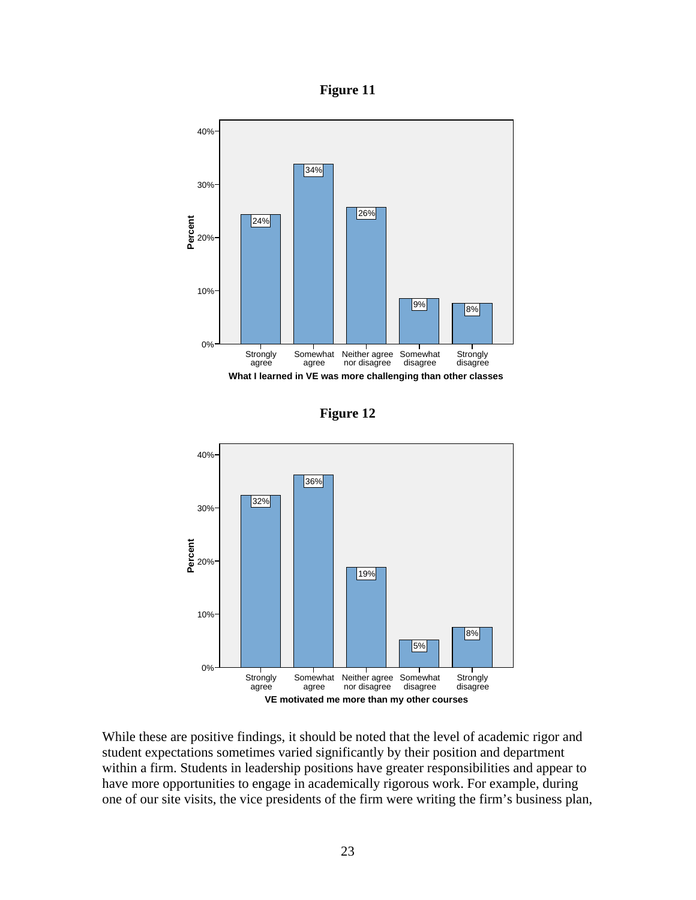**Figure 11**

| What I learned in VE was more challenging than other classes | Percent |
|---|---|
| Strongly agree | 24% |
| Somewhat agree | 34% |
| Neither agree nor disagree | 26% |
| Somewhat disagree | 9% |
| Strongly disagree | 8% |

**Figure 12**

| VE motivated me more than my other courses | Percent |
|---|---|
| Strongly agree | 32% |
| Somewhat agree | 36% |
| Neither agree nor disagree | 19% |
| Somewhat disagree | 5% |
| Strongly disagree | 8% |

While these are positive findings, it should be noted that the level of academic rigor and student expectations sometimes varied significantly by their position and department within a firm. Students in leadership positions have greater responsibilities and appear to have more opportunities to engage in academically rigorous work. For example, during one of our site visits, the vice presidents of the firm were writing the firm's business plan,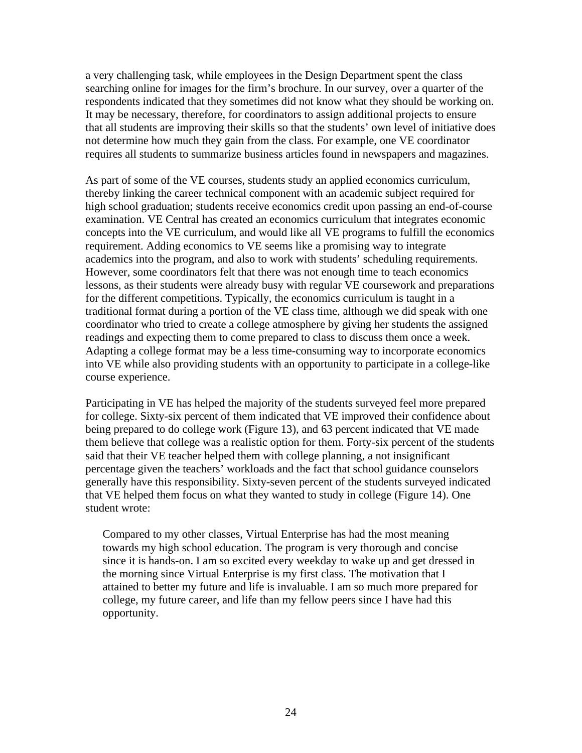a very challenging task, while employees in the Design Department spent the class searching online for images for the firm's brochure. In our survey, over a quarter of the respondents indicated that they sometimes did not know what they should be working on. It may be necessary, therefore, for coordinators to assign additional projects to ensure that all students are improving their skills so that the students' own level of initiative does not determine how much they gain from the class. For example, one VE coordinator requires all students to summarize business articles found in newspapers and magazines.

As part of some of the VE courses, students study an applied economics curriculum, thereby linking the career technical component with an academic subject required for high school graduation; students receive economics credit upon passing an end-of-course examination. VE Central has created an economics curriculum that integrates economic concepts into the VE curriculum, and would like all VE programs to fulfill the economics requirement. Adding economics to VE seems like a promising way to integrate academics into the program, and also to work with students' scheduling requirements. However, some coordinators felt that there was not enough time to teach economics lessons, as their students were already busy with regular VE coursework and preparations for the different competitions. Typically, the economics curriculum is taught in a traditional format during a portion of the VE class time, although we did speak with one coordinator who tried to create a college atmosphere by giving her students the assigned readings and expecting them to come prepared to class to discuss them once a week. Adapting a college format may be a less time-consuming way to incorporate economics into VE while also providing students with an opportunity to participate in a college-like course experience.

Participating in VE has helped the majority of the students surveyed feel more prepared for college. Sixty-six percent of them indicated that VE improved their confidence about being prepared to do college work (Figure 13), and 63 percent indicated that VE made them believe that college was a realistic option for them. Forty-six percent of the students said that their VE teacher helped them with college planning, a not insignificant percentage given the teachers' workloads and the fact that school guidance counselors generally have this responsibility. Sixty-seven percent of the students surveyed indicated that VE helped them focus on what they wanted to study in college (Figure 14). One student wrote:

> Compared to my other classes, Virtual Enterprise has had the most meaning towards my high school education. The program is very thorough and concise since it is hands-on. I am so excited every weekday to wake up and get dressed in the morning since Virtual Enterprise is my first class. The motivation that I attained to better my future and life is invaluable. I am so much more prepared for college, my future career, and life than my fellow peers since I have had this opportunity.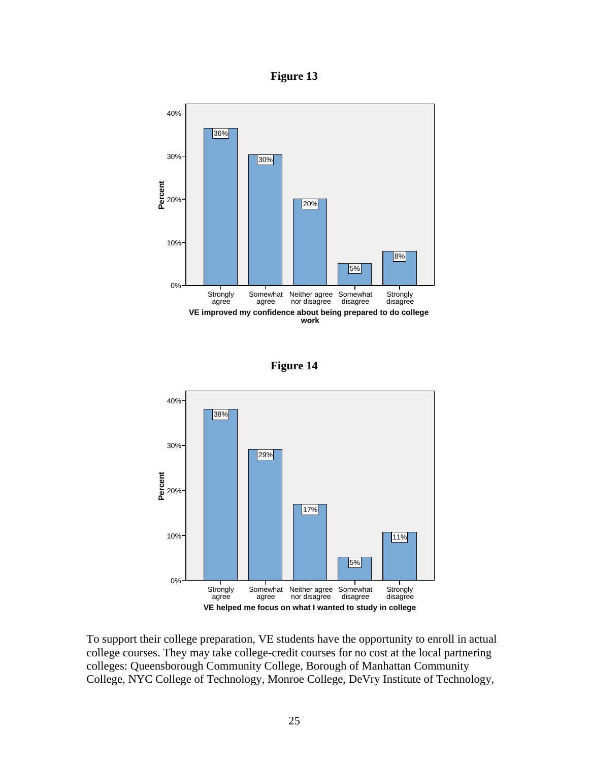**Figure 13**

| VE improved my confidence about being prepared to do college work | Percent |
|---|---|
| Strongly agree | 36% |
| Somewhat agree | 30% |
| Neither agree nor disagree | 20% |
| Somewhat disagree | 5% |
| Strongly disagree | 8% |

**Figure 14**

| VE helped me focus on what I wanted to study in college | Percent |
|---|---|
| Strongly agree | 38% |
| Somewhat agree | 29% |
| Neither agree nor disagree | 17% |
| Somewhat disagree | 5% |
| Strongly disagree | 11% |

To support their college preparation, VE students have the opportunity to enroll in actual college courses. They may take college-credit courses for no cost at the local partnering colleges: Queensborough Community College, Borough of Manhattan Community College, NYC College of Technology, Monroe College, DeVry Institute of Technology,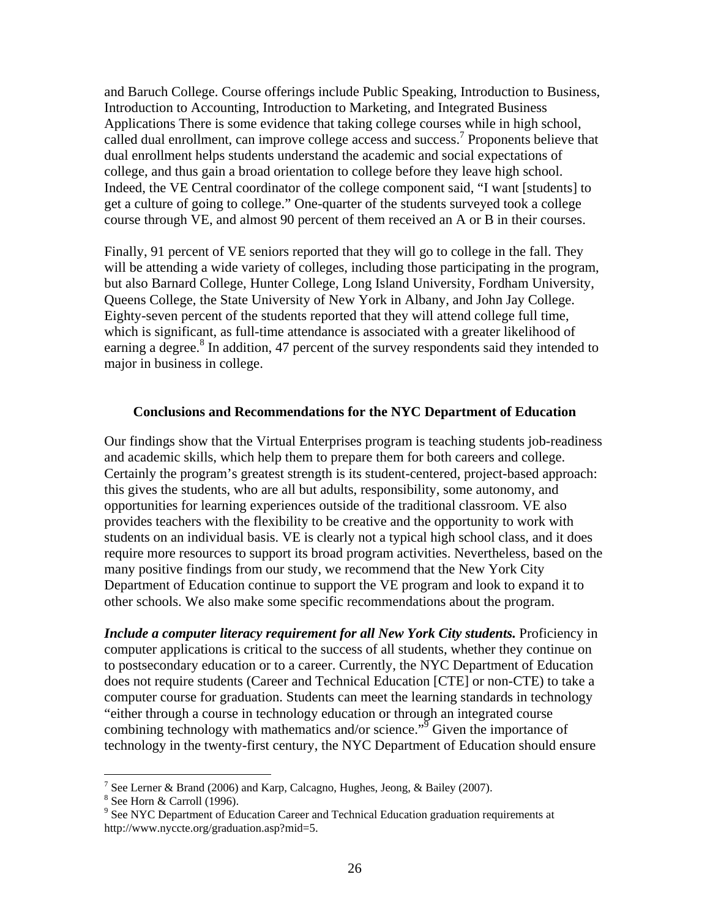and Baruch College. Course offerings include Public Speaking, Introduction to Business, Introduction to Accounting, Introduction to Marketing, and Integrated Business Applications There is some evidence that taking college courses while in high school, called dual enrollment, can improve college access and success.[7] Proponents believe that dual enrollment helps students understand the academic and social expectations of college, and thus gain a broad orientation to college before they leave high school. Indeed, the VE Central coordinator of the college component said, "I want [students] to get a culture of going to college." One-quarter of the students surveyed took a college course through VE, and almost 90 percent of them received an A or B in their courses.

Finally, 91 percent of VE seniors reported that they will go to college in the fall. They will be attending a wide variety of colleges, including those participating in the program, but also Barnard College, Hunter College, Long Island University, Fordham University, Queens College, the State University of New York in Albany, and John Jay College. Eighty-seven percent of the students reported that they will attend college full time, which is significant, as full-time attendance is associated with a greater likelihood of earning a degree.[8] In addition, 47 percent of the survey respondents said they intended to major in business in college.

## Conclusions and Recommendations for the NYC Department of Education

Our findings show that the Virtual Enterprises program is teaching students job-readiness and academic skills, which help them to prepare them for both careers and college. Certainly the program's greatest strength is its student-centered, project-based approach: this gives the students, who are all but adults, responsibility, some autonomy, and opportunities for learning experiences outside of the traditional classroom. VE also provides teachers with the flexibility to be creative and the opportunity to work with students on an individual basis. VE is clearly not a typical high school class, and it does require more resources to support its broad program activities. Nevertheless, based on the many positive findings from our study, we recommend that the New York City Department of Education continue to support the VE program and look to expand it to other schools. We also make some specific recommendations about the program.

***Include a computer literacy requirement for all New York City students.*** Proficiency in computer applications is critical to the success of all students, whether they continue on to postsecondary education or to a career. Currently, the NYC Department of Education does not require students (Career and Technical Education [CTE] or non-CTE) to take a computer course for graduation. Students can meet the learning standards in technology "either through a course in technology education or through an integrated course combining technology with mathematics and/or science."[9] Given the importance of technology in the twenty-first century, the NYC Department of Education should ensure

---

[7] See Lerner & Brand (2006) and Karp, Calcagno, Hughes, Jeong, & Bailey (2007).

[8] See Horn & Carroll (1996).

[9] See NYC Department of Education Career and Technical Education graduation requirements at http://www.nyccte.org/graduation.asp?mid=5.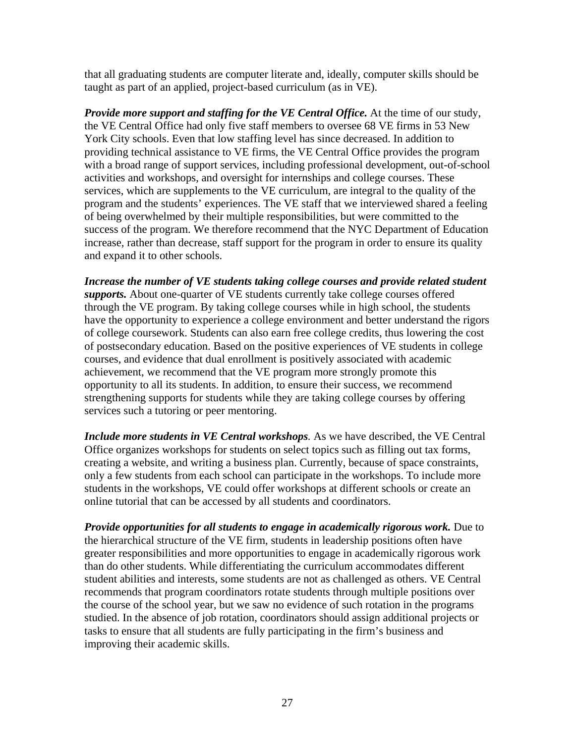that all graduating students are computer literate and, ideally, computer skills should be taught as part of an applied, project-based curriculum (as in VE).

***Provide more support and staffing for the VE Central Office.*** At the time of our study, the VE Central Office had only five staff members to oversee 68 VE firms in 53 New York City schools. Even that low staffing level has since decreased. In addition to providing technical assistance to VE firms, the VE Central Office provides the program with a broad range of support services, including professional development, out-of-school activities and workshops, and oversight for internships and college courses. These services, which are supplements to the VE curriculum, are integral to the quality of the program and the students' experiences. The VE staff that we interviewed shared a feeling of being overwhelmed by their multiple responsibilities, but were committed to the success of the program. We therefore recommend that the NYC Department of Education increase, rather than decrease, staff support for the program in order to ensure its quality and expand it to other schools.

***Increase the number of VE students taking college courses and provide related student supports.*** About one-quarter of VE students currently take college courses offered through the VE program. By taking college courses while in high school, the students have the opportunity to experience a college environment and better understand the rigors of college coursework. Students can also earn free college credits, thus lowering the cost of postsecondary education. Based on the positive experiences of VE students in college courses, and evidence that dual enrollment is positively associated with academic achievement, we recommend that the VE program more strongly promote this opportunity to all its students. In addition, to ensure their success, we recommend strengthening supports for students while they are taking college courses by offering services such a tutoring or peer mentoring.

***Include more students in VE Central workshops***. As we have described, the VE Central Office organizes workshops for students on select topics such as filling out tax forms, creating a website, and writing a business plan. Currently, because of space constraints, only a few students from each school can participate in the workshops. To include more students in the workshops, VE could offer workshops at different schools or create an online tutorial that can be accessed by all students and coordinators.

***Provide opportunities for all students to engage in academically rigorous work.*** Due to the hierarchical structure of the VE firm, students in leadership positions often have greater responsibilities and more opportunities to engage in academically rigorous work than do other students. While differentiating the curriculum accommodates different student abilities and interests, some students are not as challenged as others. VE Central recommends that program coordinators rotate students through multiple positions over the course of the school year, but we saw no evidence of such rotation in the programs studied. In the absence of job rotation, coordinators should assign additional projects or tasks to ensure that all students are fully participating in the firm's business and improving their academic skills.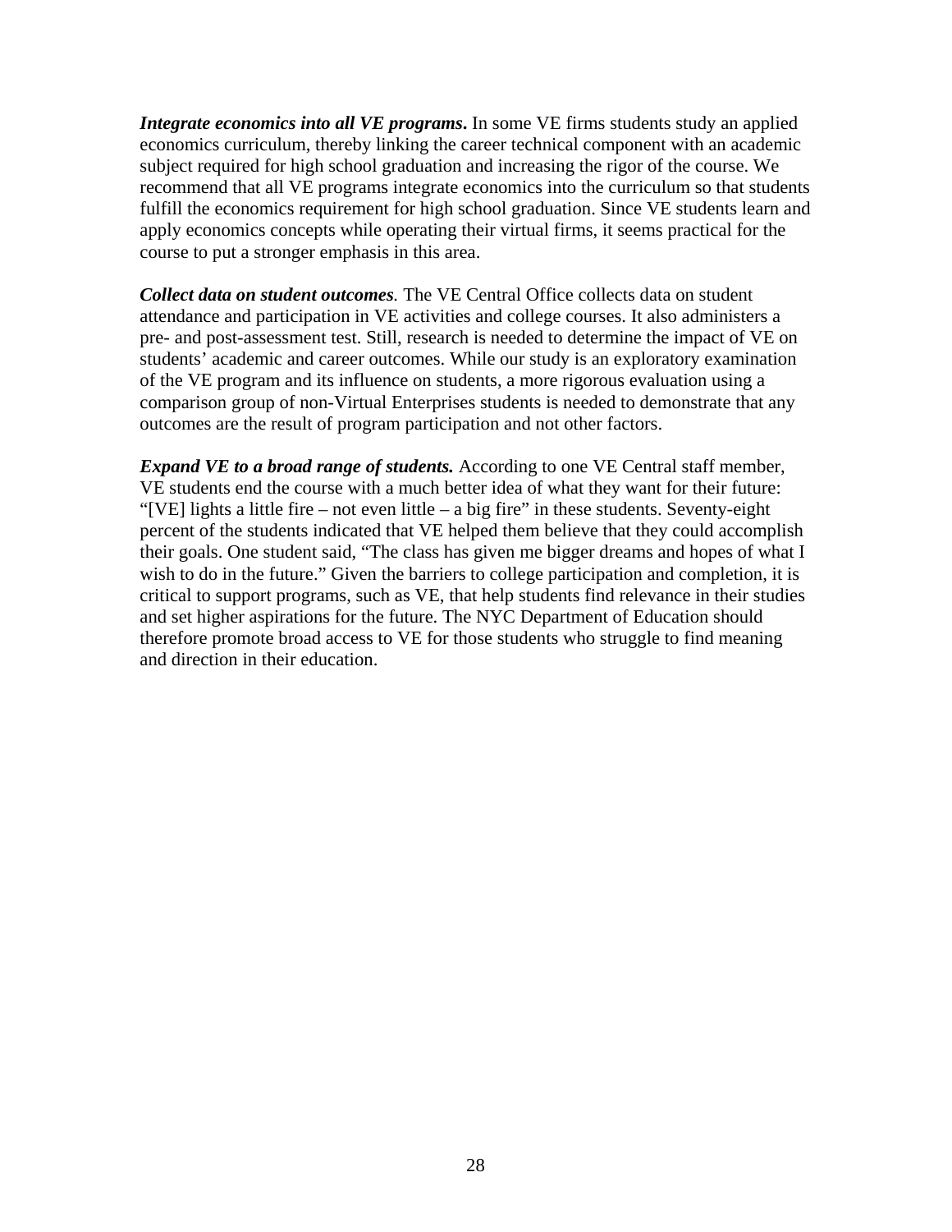***Integrate economics into all VE programs*.** In some VE firms students study an applied economics curriculum, thereby linking the career technical component with an academic subject required for high school graduation and increasing the rigor of the course. We recommend that all VE programs integrate economics into the curriculum so that students fulfill the economics requirement for high school graduation. Since VE students learn and apply economics concepts while operating their virtual firms, it seems practical for the course to put a stronger emphasis in this area.

***Collect data on student outcomes*.** The VE Central Office collects data on student attendance and participation in VE activities and college courses. It also administers a pre- and post-assessment test. Still, research is needed to determine the impact of VE on students' academic and career outcomes. While our study is an exploratory examination of the VE program and its influence on students, a more rigorous evaluation using a comparison group of non-Virtual Enterprises students is needed to demonstrate that any outcomes are the result of program participation and not other factors.

***Expand VE to a broad range of students.*** According to one VE Central staff member, VE students end the course with a much better idea of what they want for their future: "[VE] lights a little fire – not even little – a big fire" in these students. Seventy-eight percent of the students indicated that VE helped them believe that they could accomplish their goals. One student said, "The class has given me bigger dreams and hopes of what I wish to do in the future." Given the barriers to college participation and completion, it is critical to support programs, such as VE, that help students find relevance in their studies and set higher aspirations for the future. The NYC Department of Education should therefore promote broad access to VE for those students who struggle to find meaning and direction in their education.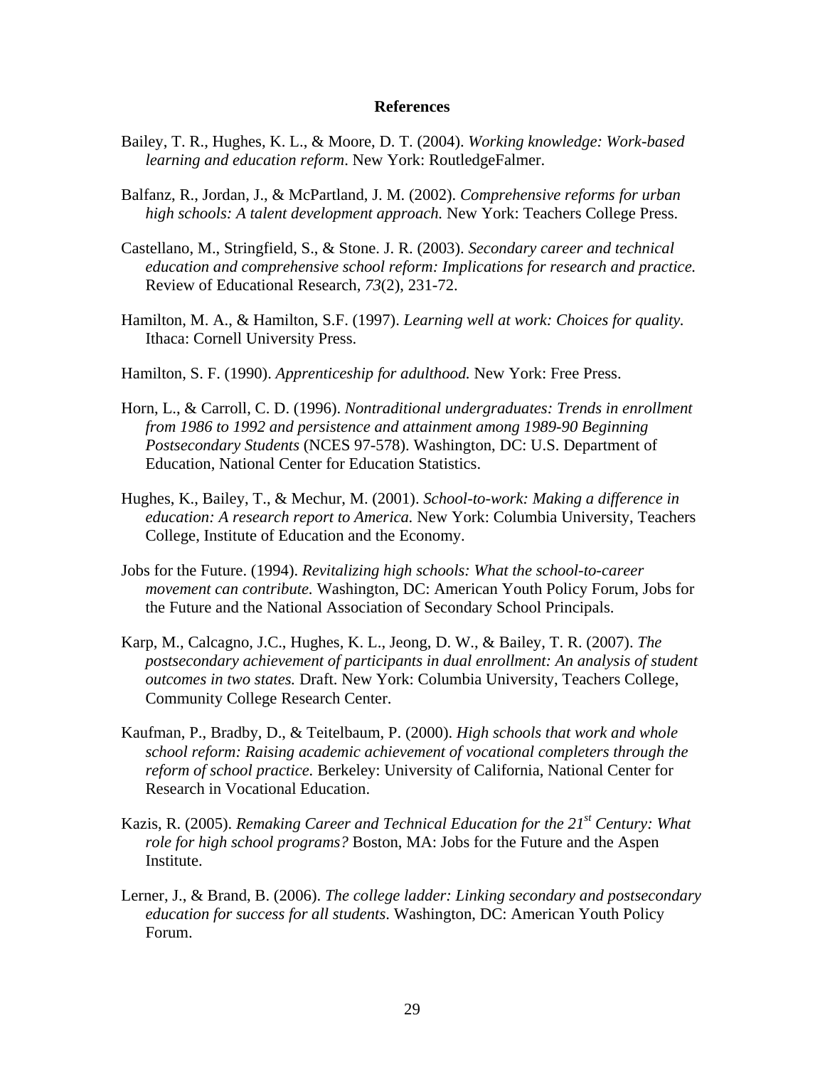# References

Bailey, T. R., Hughes, K. L., & Moore, D. T. (2004). *Working knowledge: Work-based learning and education reform*. New York: RoutledgeFalmer.

Balfanz, R., Jordan, J., & McPartland, J. M. (2002). *Comprehensive reforms for urban high schools: A talent development approach.* New York: Teachers College Press.

Castellano, M., Stringfield, S., & Stone. J. R. (2003). *Secondary career and technical education and comprehensive school reform: Implications for research and practice.* Review of Educational Research, *73*(2), 231-72.

Hamilton, M. A., & Hamilton, S.F. (1997). *Learning well at work: Choices for quality.* Ithaca: Cornell University Press.

Hamilton, S. F. (1990). *Apprenticeship for adulthood.* New York: Free Press.

Horn, L., & Carroll, C. D. (1996). *Nontraditional undergraduates: Trends in enrollment from 1986 to 1992 and persistence and attainment among 1989-90 Beginning Postsecondary Students* (NCES 97-578). Washington, DC: U.S. Department of Education, National Center for Education Statistics.

Hughes, K., Bailey, T., & Mechur, M. (2001). *School-to-work: Making a difference in education: A research report to America.* New York: Columbia University, Teachers College, Institute of Education and the Economy.

Jobs for the Future. (1994). *Revitalizing high schools: What the school-to-career movement can contribute.* Washington, DC: American Youth Policy Forum, Jobs for the Future and the National Association of Secondary School Principals.

Karp, M., Calcagno, J.C., Hughes, K. L., Jeong, D. W., & Bailey, T. R. (2007). *The postsecondary achievement of participants in dual enrollment: An analysis of student outcomes in two states.* Draft. New York: Columbia University, Teachers College, Community College Research Center.

Kaufman, P., Bradby, D., & Teitelbaum, P. (2000). *High schools that work and whole school reform: Raising academic achievement of vocational completers through the reform of school practice.* Berkeley: University of California, National Center for Research in Vocational Education.

Kazis, R. (2005). *Remaking Career and Technical Education for the 21st Century: What role for high school programs?* Boston, MA: Jobs for the Future and the Aspen Institute.

Lerner, J., & Brand, B. (2006). *The college ladder: Linking secondary and postsecondary education for success for all students*. Washington, DC: American Youth Policy Forum.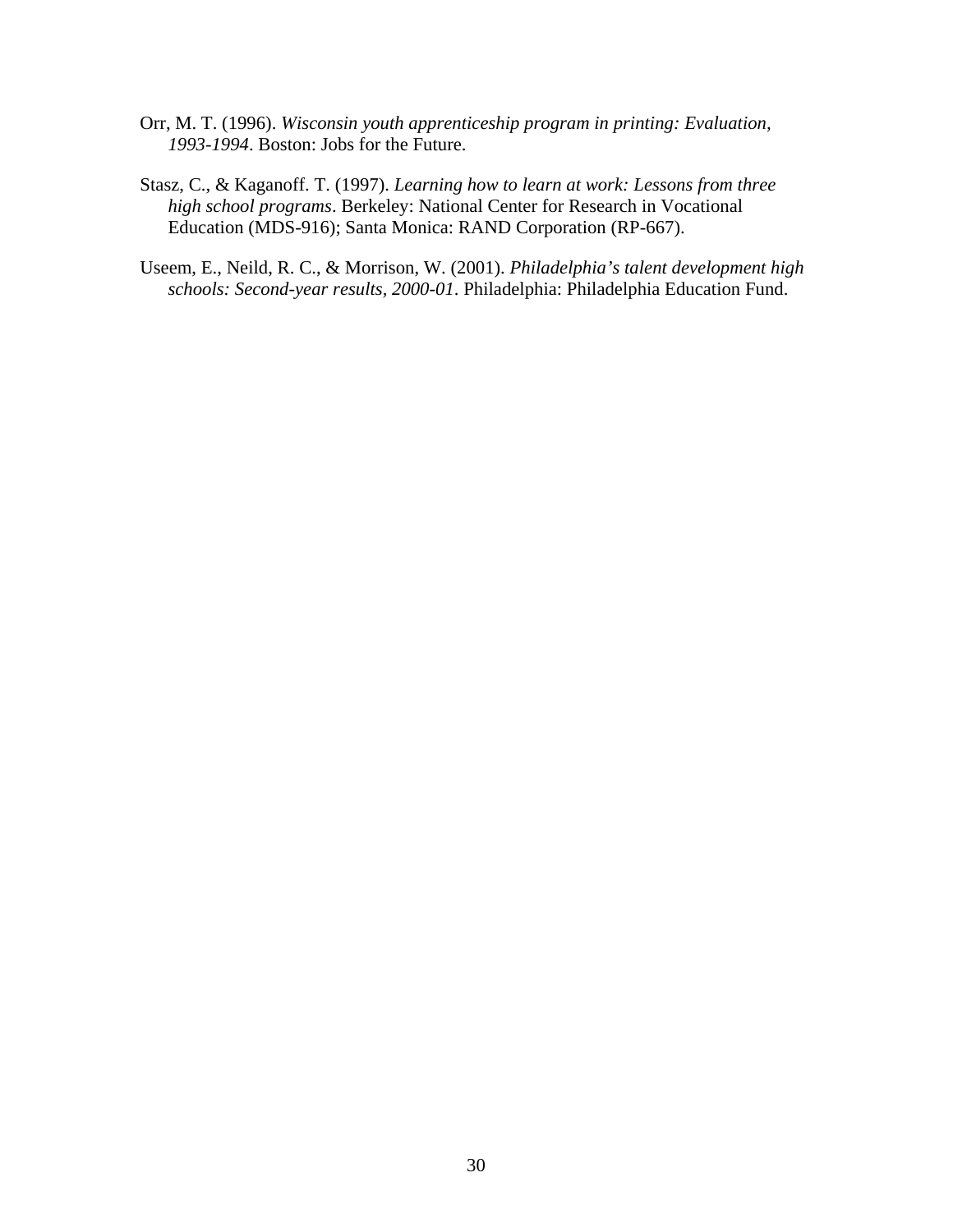Orr, M. T. (1996). *Wisconsin youth apprenticeship program in printing: Evaluation, 1993-1994*. Boston: Jobs for the Future.

Stasz, C., & Kaganoff. T. (1997). *Learning how to learn at work: Lessons from three high school programs*. Berkeley: National Center for Research in Vocational Education (MDS-916); Santa Monica: RAND Corporation (RP-667).

Useem, E., Neild, R. C., & Morrison, W. (2001). *Philadelphia's talent development high schools: Second-year results, 2000-01*. Philadelphia: Philadelphia Education Fund.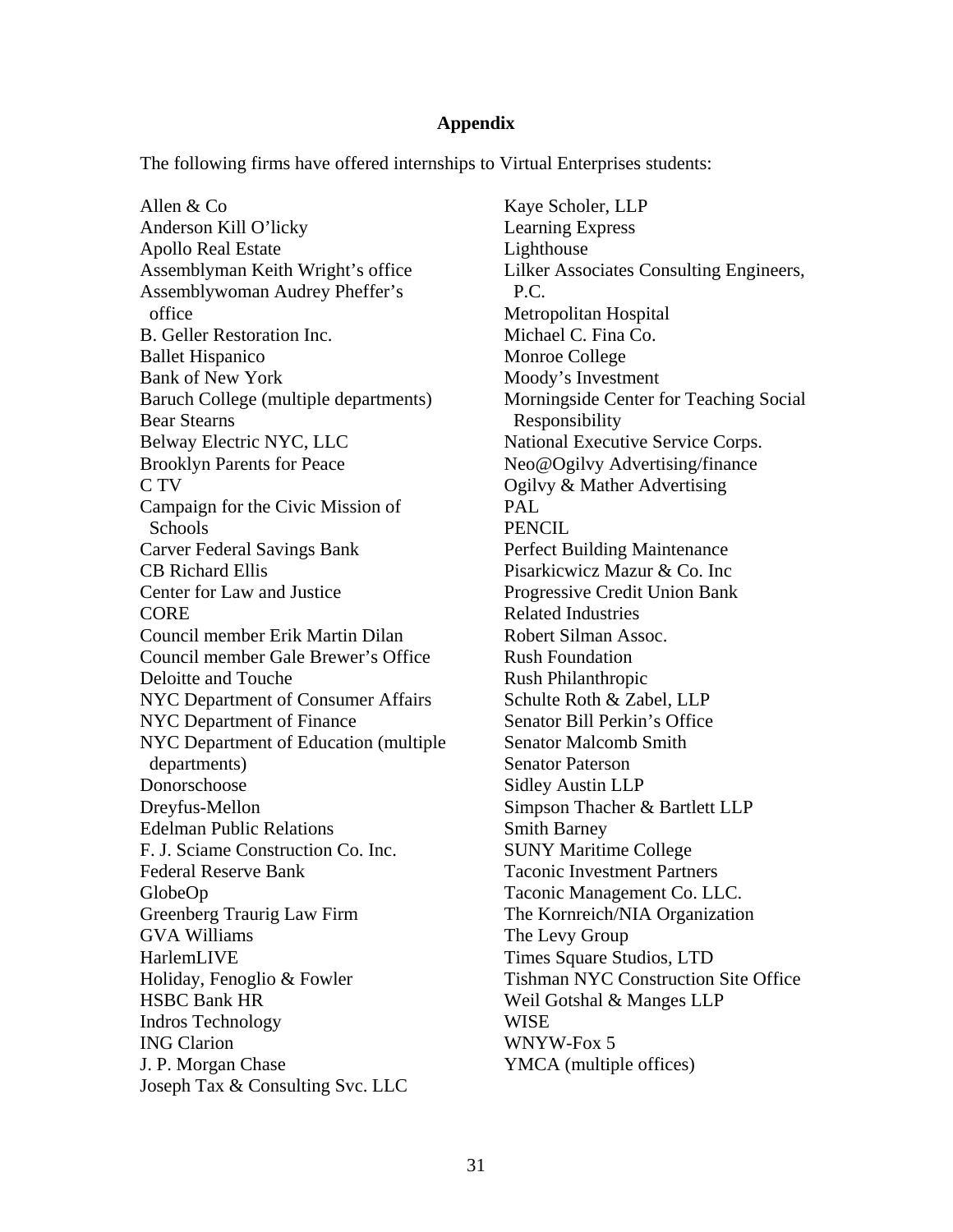## Appendix

The following firms have offered internships to Virtual Enterprises students:

Allen & Co
Anderson Kill O'licky
Apollo Real Estate
Assemblyman Keith Wright's office
Assemblywoman Audrey Pheffer's office
B. Geller Restoration Inc.
Ballet Hispanico
Bank of New York
Baruch College (multiple departments)
Bear Stearns
Belway Electric NYC, LLC
Brooklyn Parents for Peace
C TV
Campaign for the Civic Mission of Schools
Carver Federal Savings Bank
CB Richard Ellis
Center for Law and Justice
CORE
Council member Erik Martin Dilan
Council member Gale Brewer's Office
Deloitte and Touche
NYC Department of Consumer Affairs
NYC Department of Finance
NYC Department of Education (multiple departments)
Donorschoose
Dreyfus-Mellon
Edelman Public Relations
F. J. Sciame Construction Co. Inc.
Federal Reserve Bank
GlobeOp
Greenberg Traurig Law Firm
GVA Williams
HarlemLIVE
Holiday, Fenoglio & Fowler
HSBC Bank HR
Indros Technology
ING Clarion
J. P. Morgan Chase
Joseph Tax & Consulting Svc. LLC
Kaye Scholer, LLP
Learning Express
Lighthouse
Lilker Associates Consulting Engineers, P.C.
Metropolitan Hospital
Michael C. Fina Co.
Monroe College
Moody's Investment
Morningside Center for Teaching Social Responsibility
National Executive Service Corps.
Neo@Ogilvy Advertising/finance
Ogilvy & Mather Advertising
PAL
PENCIL
Perfect Building Maintenance
Pisarkicwicz Mazur & Co. Inc
Progressive Credit Union Bank
Related Industries
Robert Silman Assoc.
Rush Foundation
Rush Philanthropic
Schulte Roth & Zabel, LLP
Senator Bill Perkin's Office
Senator Malcomb Smith
Senator Paterson
Sidley Austin LLP
Simpson Thacher & Bartlett LLP
Smith Barney
SUNY Maritime College
Taconic Investment Partners
Taconic Management Co. LLC.
The Kornreich/NIA Organization
The Levy Group
Times Square Studios, LTD
Tishman NYC Construction Site Office
Weil Gotshal & Manges LLP
WISE
WNYW-Fox 5
YMCA (multiple offices)